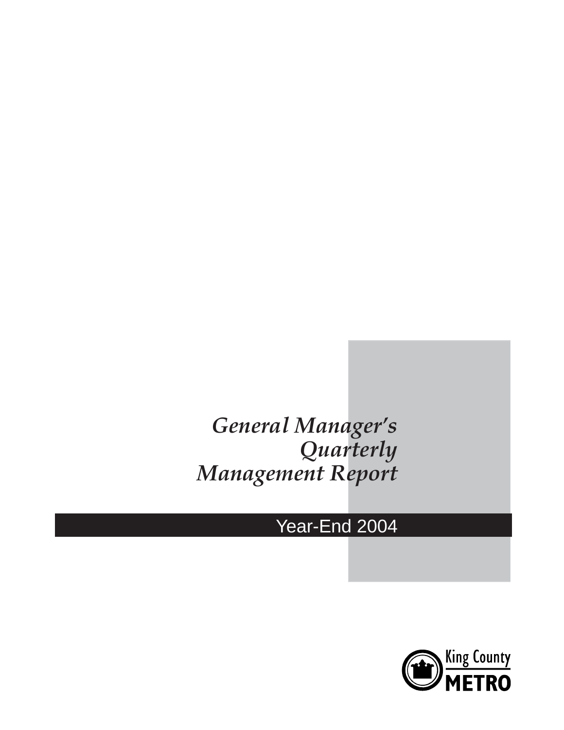# *General Manager's Quarterly Management Report*

## Year-End 2004

King County
METRO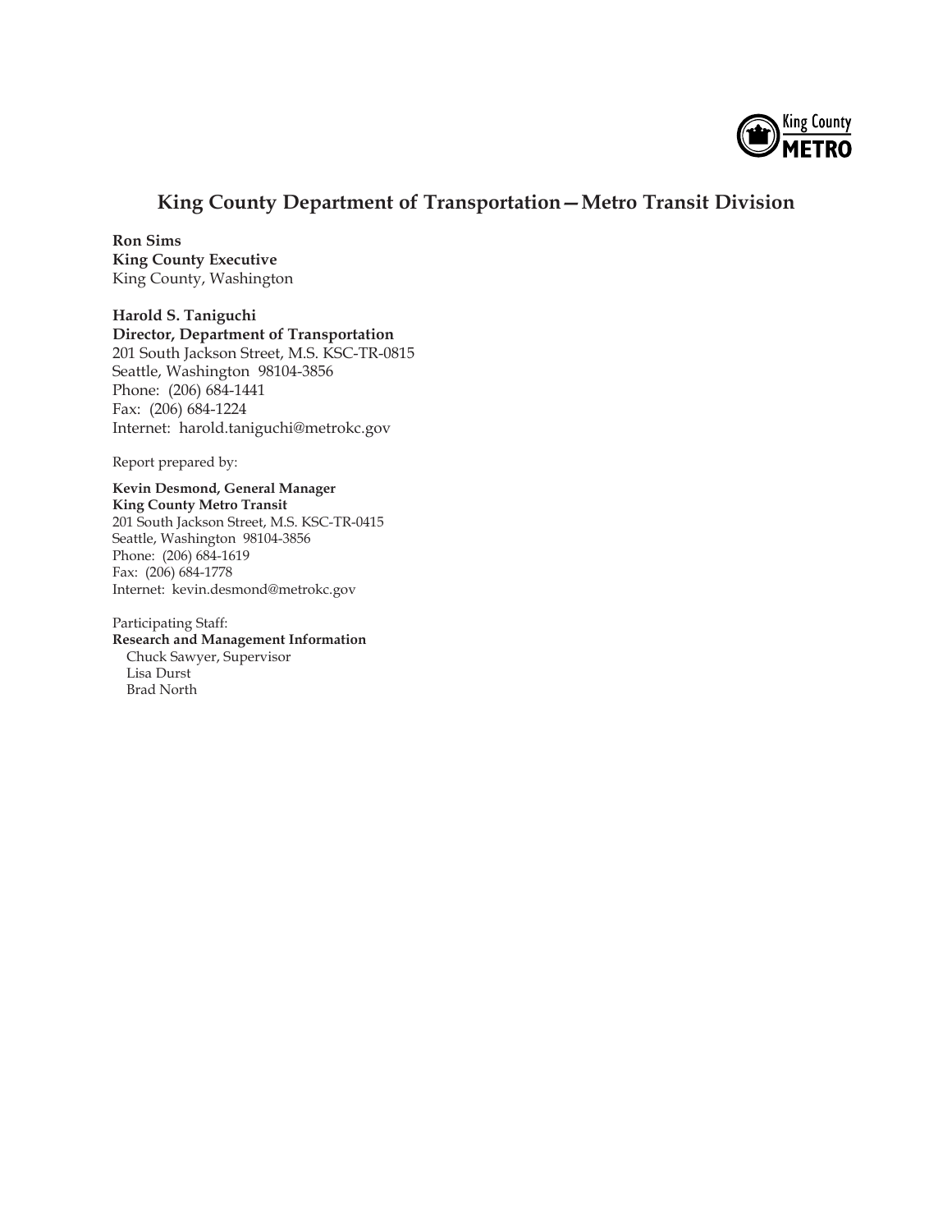King County METRO

## King County Department of Transportation—Metro Transit Division

**Ron Sims**
**King County Executive**
King County, Washington

**Harold S. Taniguchi**
**Director, Department of Transportation**
201 South Jackson Street, M.S. KSC-TR-0815
Seattle, Washington 98104-3856
Phone: (206) 684-1441
Fax: (206) 684-1224
Internet: harold.taniguchi@metrokc.gov

Report prepared by:

**Kevin Desmond, General Manager**
**King County Metro Transit**
201 South Jackson Street, M.S. KSC-TR-0415
Seattle, Washington 98104-3856
Phone: (206) 684-1619
Fax: (206) 684-1778
Internet: kevin.desmond@metrokc.gov

Participating Staff:
**Research and Management Information**
Chuck Sawyer, Supervisor
Lisa Durst
Brad North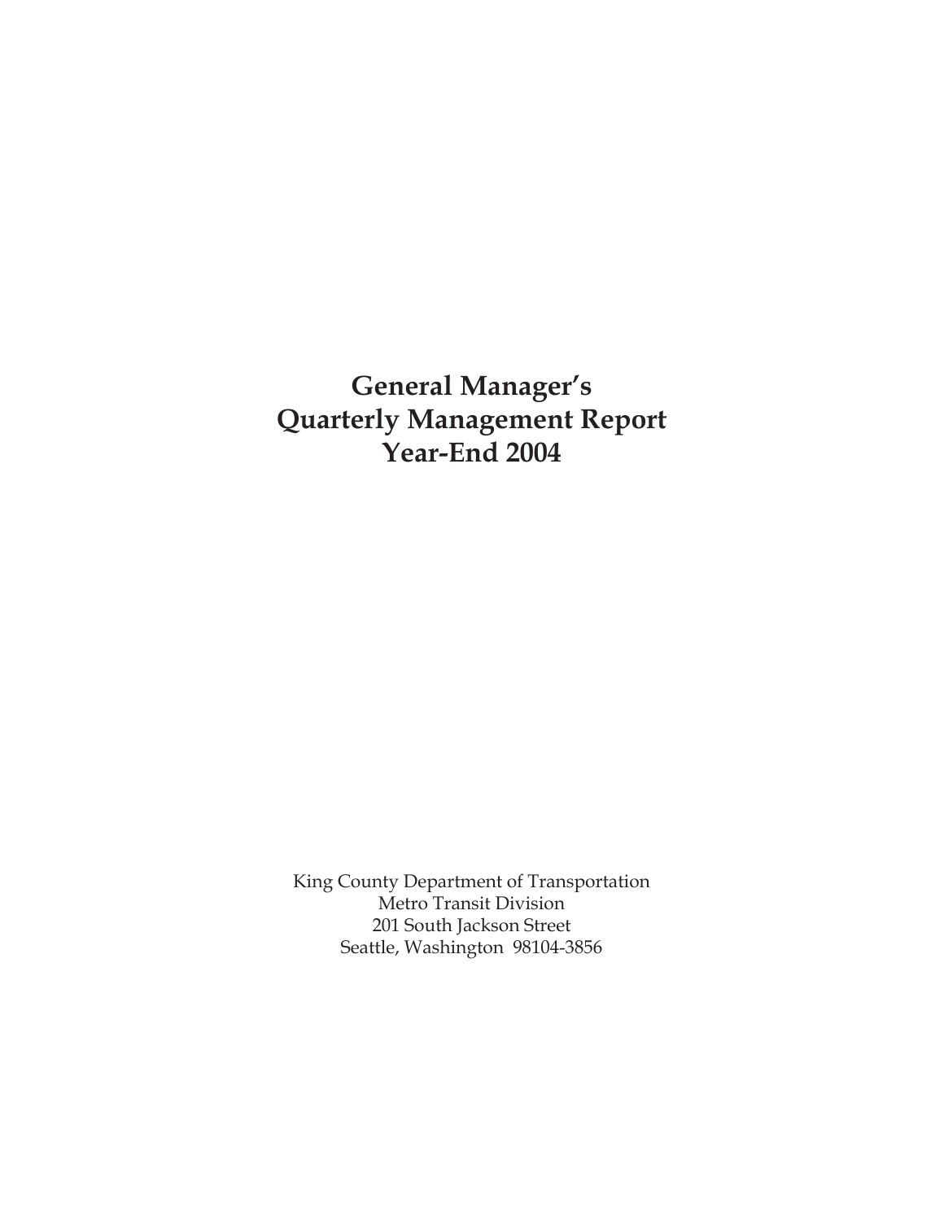# General Manager's Quarterly Management Report Year-End 2004

King County Department of Transportation
Metro Transit Division
201 South Jackson Street
Seattle, Washington 98104-3856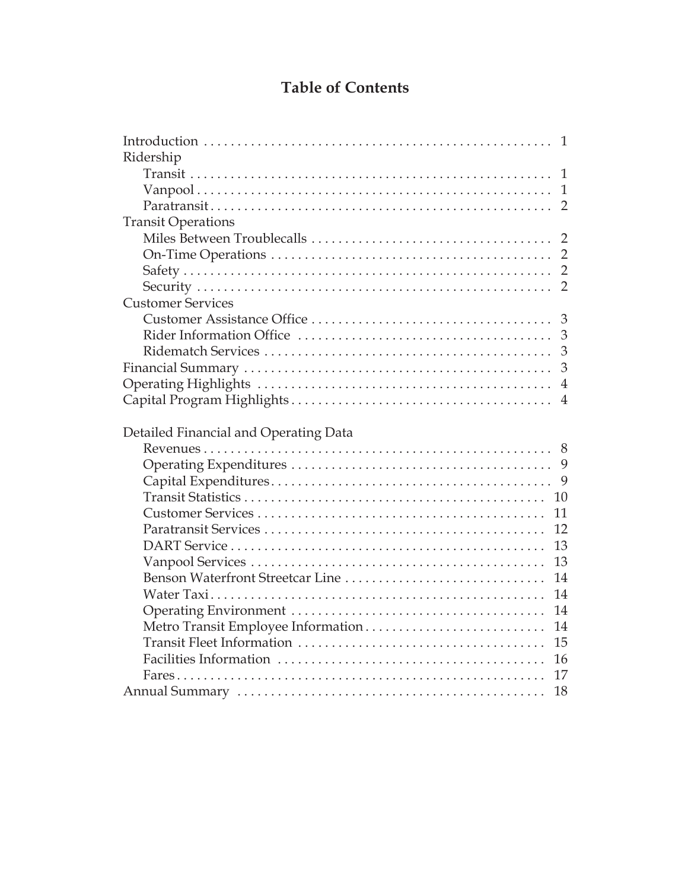# Table of Contents

| | |
|---|---|
| Introduction | 1 |
| Ridership | |
| Transit | 1 |
| Vanpool | 1 |
| Paratransit | 2 |
| Transit Operations | |
| Miles Between Troublecalls | 2 |
| On-Time Operations | 2 |
| Safety | 2 |
| Security | 2 |
| Customer Services | |
| Customer Assistance Office | 3 |
| Rider Information Office | 3 |
| Ridematch Services | 3 |
| Financial Summary | 3 |
| Operating Highlights | 4 |
| Capital Program Highlights | 4 |
| | |
| Detailed Financial and Operating Data | |
| Revenues | 8 |
| Operating Expenditures | 9 |
| Capital Expenditures | 9 |
| Transit Statistics | 10 |
| Customer Services | 11 |
| Paratransit Services | 12 |
| DART Service | 13 |
| Vanpool Services | 13 |
| Benson Waterfront Streetcar Line | 14 |
| Water Taxi | 14 |
| Operating Environment | 14 |
| Metro Transit Employee Information | 14 |
| Transit Fleet Information | 15 |
| Facilities Information | 16 |
| Fares | 17 |
| Annual Summary | 18 |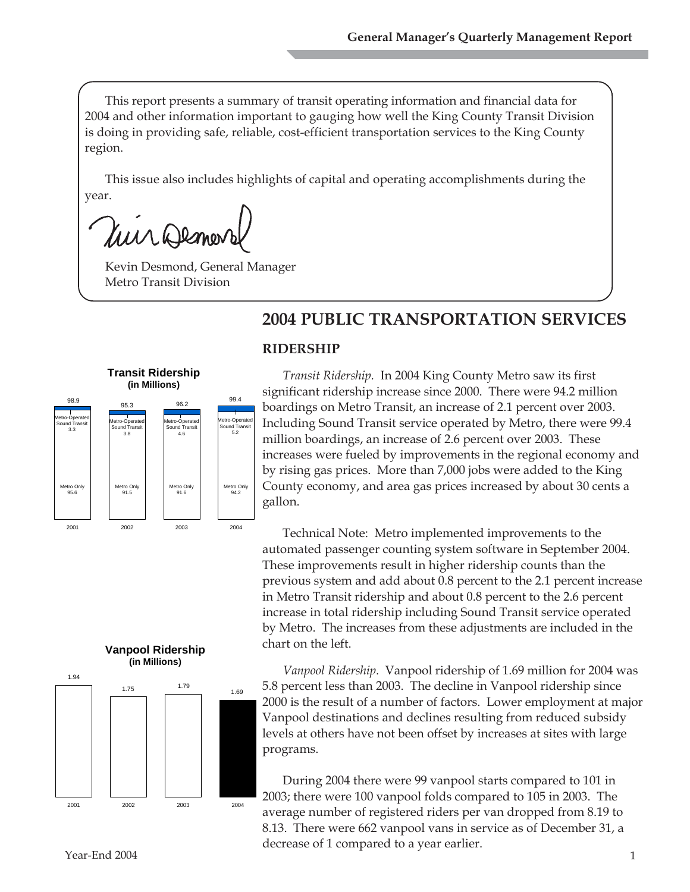This report presents a summary of transit operating information and financial data for 2004 and other information important to gauging how well the King County Transit Division is doing in providing safe, reliable, cost-efficient transportation services to the King County region.

This issue also includes highlights of capital and operating accomplishments during the year.

Kevin Desmond, General Manager
Metro Transit Division

# 2004 PUBLIC TRANSPORTATION SERVICES

## RIDERSHIP

**Transit Ridership (in Millions)**

| Year | Metro Only | Metro-Operated Sound Transit | Total |
|---|---|---|---|
| 2001 | 95.6 | 3.3 | 98.9 |
| 2002 | 91.5 | 3.8 | 95.3 |
| 2003 | 91.6 | 4.6 | 96.2 |
| 2004 | 94.2 | 5.2 | 99.4 |

*Transit Ridership.* In 2004 King County Metro saw its first significant ridership increase since 2000. There were 94.2 million boardings on Metro Transit, an increase of 2.1 percent over 2003. Including Sound Transit service operated by Metro, there were 99.4 million boardings, an increase of 2.6 percent over 2003. These increases were fueled by improvements in the regional economy and by rising gas prices. More than 7,000 jobs were added to the King County economy, and area gas prices increased by about 30 cents a gallon.

Technical Note: Metro implemented improvements to the automated passenger counting system software in September 2004. These improvements result in higher ridership counts than the previous system and add about 0.8 percent to the 2.1 percent increase in Metro Transit ridership and about 0.8 percent to the 2.6 percent increase in total ridership including Sound Transit service operated by Metro. The increases from these adjustments are included in the chart on the left.

**Vanpool Ridership (in Millions)**

| Year | Ridership |
|---|---|
| 2001 | 1.94 |
| 2002 | 1.75 |
| 2003 | 1.79 |
| 2004 | 1.69 |

*Vanpool Ridership.* Vanpool ridership of 1.69 million for 2004 was 5.8 percent less than 2003. The decline in Vanpool ridership since 2000 is the result of a number of factors. Lower employment at major Vanpool destinations and declines resulting from reduced subsidy levels at others have not been offset by increases at sites with large programs.

During 2004 there were 99 vanpool starts compared to 101 in 2003; there were 100 vanpool folds compared to 105 in 2003. The average number of registered riders per van dropped from 8.19 to 8.13. There were 662 vanpool vans in service as of December 31, a decrease of 1 compared to a year earlier.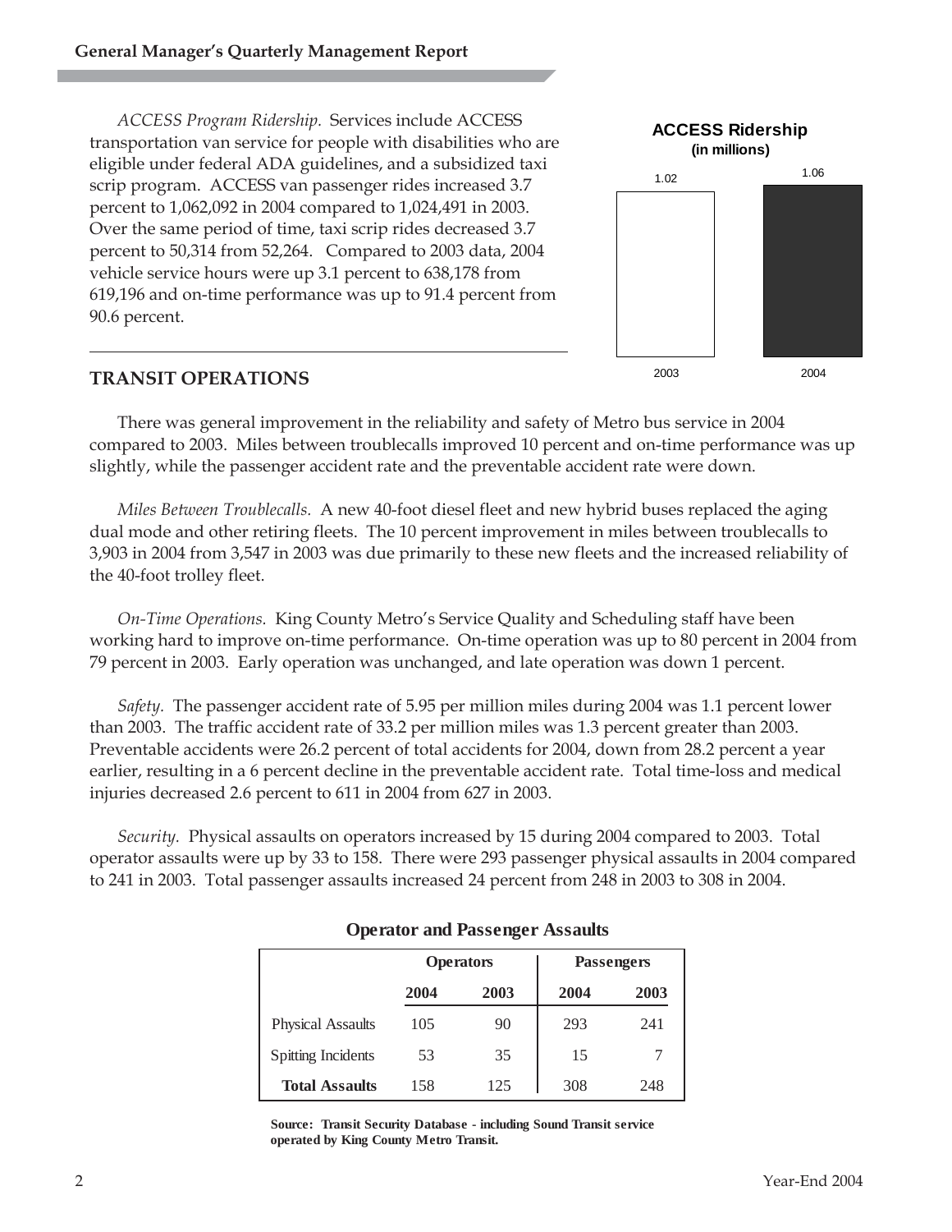*ACCESS Program Ridership.* Services include ACCESS transportation van service for people with disabilities who are eligible under federal ADA guidelines, and a subsidized taxi scrip program. ACCESS van passenger rides increased 3.7 percent to 1,062,092 in 2004 compared to 1,024,491 in 2003. Over the same period of time, taxi scrip rides decreased 3.7 percent to 50,314 from 52,264. Compared to 2003 data, 2004 vehicle service hours were up 3.1 percent to 638,178 from 619,196 and on-time performance was up to 91.4 percent from 90.6 percent.

**ACCESS Ridership**
**(in millions)**

| 2003 | 2004 |
|---|---|
| 1.02 | 1.06 |

## TRANSIT OPERATIONS

There was general improvement in the reliability and safety of Metro bus service in 2004 compared to 2003. Miles between troublecalls improved 10 percent and on-time performance was up slightly, while the passenger accident rate and the preventable accident rate were down.

*Miles Between Troublecalls.* A new 40-foot diesel fleet and new hybrid buses replaced the aging dual mode and other retiring fleets. The 10 percent improvement in miles between troublecalls to 3,903 in 2004 from 3,547 in 2003 was due primarily to these new fleets and the increased reliability of the 40-foot trolley fleet.

*On-Time Operations.* King County Metro's Service Quality and Scheduling staff have been working hard to improve on-time performance. On-time operation was up to 80 percent in 2004 from 79 percent in 2003. Early operation was unchanged, and late operation was down 1 percent.

*Safety.* The passenger accident rate of 5.95 per million miles during 2004 was 1.1 percent lower than 2003. The traffic accident rate of 33.2 per million miles was 1.3 percent greater than 2003. Preventable accidents were 26.2 percent of total accidents for 2004, down from 28.2 percent a year earlier, resulting in a 6 percent decline in the preventable accident rate. Total time-loss and medical injuries decreased 2.6 percent to 611 in 2004 from 627 in 2003.

*Security.* Physical assaults on operators increased by 15 during 2004 compared to 2003. Total operator assaults were up by 33 to 158. There were 293 passenger physical assaults in 2004 compared to 241 in 2003. Total passenger assaults increased 24 percent from 248 in 2003 to 308 in 2004.

**Operator and Passenger Assaults**

| | Operators | | Passengers | |
|---|---|---|---|---|
| | **2004** | **2003** | **2004** | **2003** |
| Physical Assaults | 105 | 90 | 293 | 241 |
| Spitting Incidents | 53 | 35 | 15 | 7 |
| **Total Assaults** | 158 | 125 | 308 | 248 |

**Source: Transit Security Database - including Sound Transit service operated by King County Metro Transit.**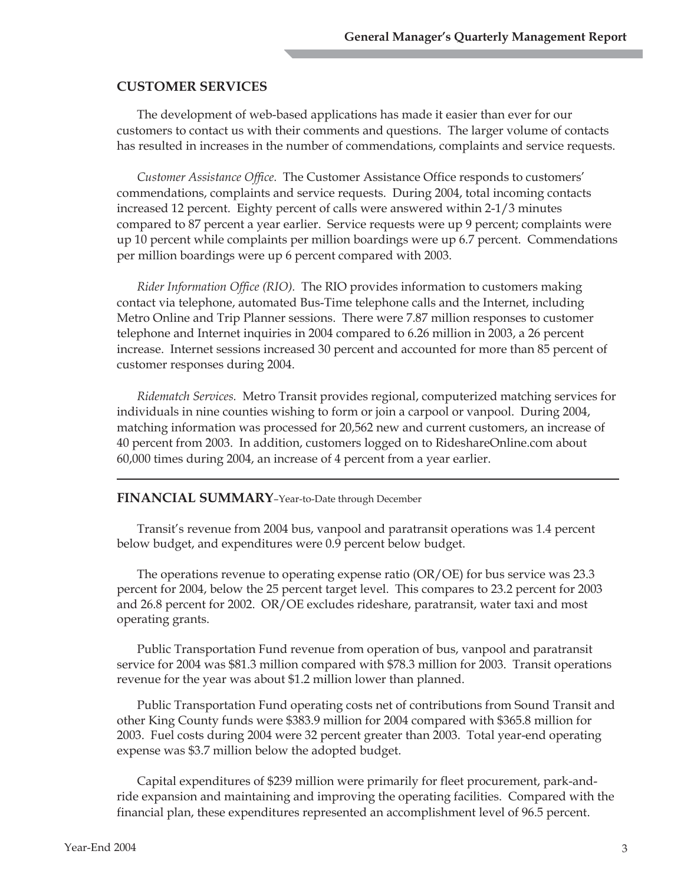## CUSTOMER SERVICES

The development of web-based applications has made it easier than ever for our customers to contact us with their comments and questions. The larger volume of contacts has resulted in increases in the number of commendations, complaints and service requests.

*Customer Assistance Office.* The Customer Assistance Office responds to customers' commendations, complaints and service requests. During 2004, total incoming contacts increased 12 percent. Eighty percent of calls were answered within 2-1/3 minutes compared to 87 percent a year earlier. Service requests were up 9 percent; complaints were up 10 percent while complaints per million boardings were up 6.7 percent. Commendations per million boardings were up 6 percent compared with 2003.

*Rider Information Office (RIO).* The RIO provides information to customers making contact via telephone, automated Bus-Time telephone calls and the Internet, including Metro Online and Trip Planner sessions. There were 7.87 million responses to customer telephone and Internet inquiries in 2004 compared to 6.26 million in 2003, a 26 percent increase. Internet sessions increased 30 percent and accounted for more than 85 percent of customer responses during 2004.

*Ridematch Services.* Metro Transit provides regional, computerized matching services for individuals in nine counties wishing to form or join a carpool or vanpool. During 2004, matching information was processed for 20,562 new and current customers, an increase of 40 percent from 2003. In addition, customers logged on to RideshareOnline.com about 60,000 times during 2004, an increase of 4 percent from a year earlier.

---

## FINANCIAL SUMMARY–Year-to-Date through December

Transit's revenue from 2004 bus, vanpool and paratransit operations was 1.4 percent below budget, and expenditures were 0.9 percent below budget.

The operations revenue to operating expense ratio (OR/OE) for bus service was 23.3 percent for 2004, below the 25 percent target level. This compares to 23.2 percent for 2003 and 26.8 percent for 2002. OR/OE excludes rideshare, paratransit, water taxi and most operating grants.

Public Transportation Fund revenue from operation of bus, vanpool and paratransit service for 2004 was \$81.3 million compared with \$78.3 million for 2003. Transit operations revenue for the year was about \$1.2 million lower than planned.

Public Transportation Fund operating costs net of contributions from Sound Transit and other King County funds were \$383.9 million for 2004 compared with \$365.8 million for 2003. Fuel costs during 2004 were 32 percent greater than 2003. Total year-end operating expense was \$3.7 million below the adopted budget.

Capital expenditures of \$239 million were primarily for fleet procurement, park-and-ride expansion and maintaining and improving the operating facilities. Compared with the financial plan, these expenditures represented an accomplishment level of 96.5 percent.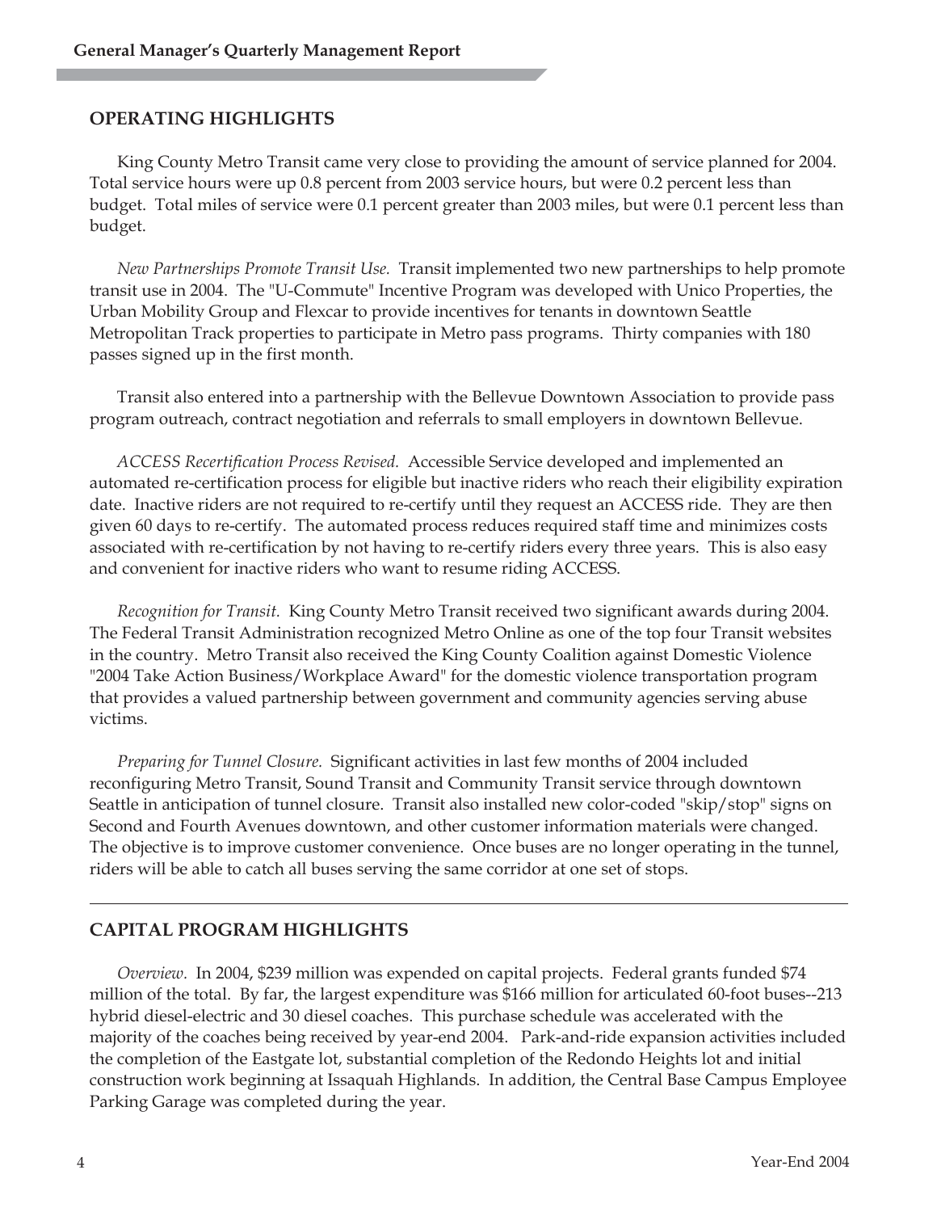## OPERATING HIGHLIGHTS

King County Metro Transit came very close to providing the amount of service planned for 2004. Total service hours were up 0.8 percent from 2003 service hours, but were 0.2 percent less than budget. Total miles of service were 0.1 percent greater than 2003 miles, but were 0.1 percent less than budget.

*New Partnerships Promote Transit Use.* Transit implemented two new partnerships to help promote transit use in 2004. The "U-Commute" Incentive Program was developed with Unico Properties, the Urban Mobility Group and Flexcar to provide incentives for tenants in downtown Seattle Metropolitan Track properties to participate in Metro pass programs. Thirty companies with 180 passes signed up in the first month.

Transit also entered into a partnership with the Bellevue Downtown Association to provide pass program outreach, contract negotiation and referrals to small employers in downtown Bellevue.

*ACCESS Recertification Process Revised.* Accessible Service developed and implemented an automated re-certification process for eligible but inactive riders who reach their eligibility expiration date. Inactive riders are not required to re-certify until they request an ACCESS ride. They are then given 60 days to re-certify. The automated process reduces required staff time and minimizes costs associated with re-certification by not having to re-certify riders every three years. This is also easy and convenient for inactive riders who want to resume riding ACCESS.

*Recognition for Transit.* King County Metro Transit received two significant awards during 2004. The Federal Transit Administration recognized Metro Online as one of the top four Transit websites in the country. Metro Transit also received the King County Coalition against Domestic Violence "2004 Take Action Business/Workplace Award" for the domestic violence transportation program that provides a valued partnership between government and community agencies serving abuse victims.

*Preparing for Tunnel Closure.* Significant activities in last few months of 2004 included reconfiguring Metro Transit, Sound Transit and Community Transit service through downtown Seattle in anticipation of tunnel closure. Transit also installed new color-coded "skip/stop" signs on Second and Fourth Avenues downtown, and other customer information materials were changed. The objective is to improve customer convenience. Once buses are no longer operating in the tunnel, riders will be able to catch all buses serving the same corridor at one set of stops.

---

## CAPITAL PROGRAM HIGHLIGHTS

*Overview.* In 2004, $239 million was expended on capital projects. Federal grants funded $74 million of the total. By far, the largest expenditure was $166 million for articulated 60-foot buses--213 hybrid diesel-electric and 30 diesel coaches. This purchase schedule was accelerated with the majority of the coaches being received by year-end 2004. Park-and-ride expansion activities included the completion of the Eastgate lot, substantial completion of the Redondo Heights lot and initial construction work beginning at Issaquah Highlands. In addition, the Central Base Campus Employee Parking Garage was completed during the year.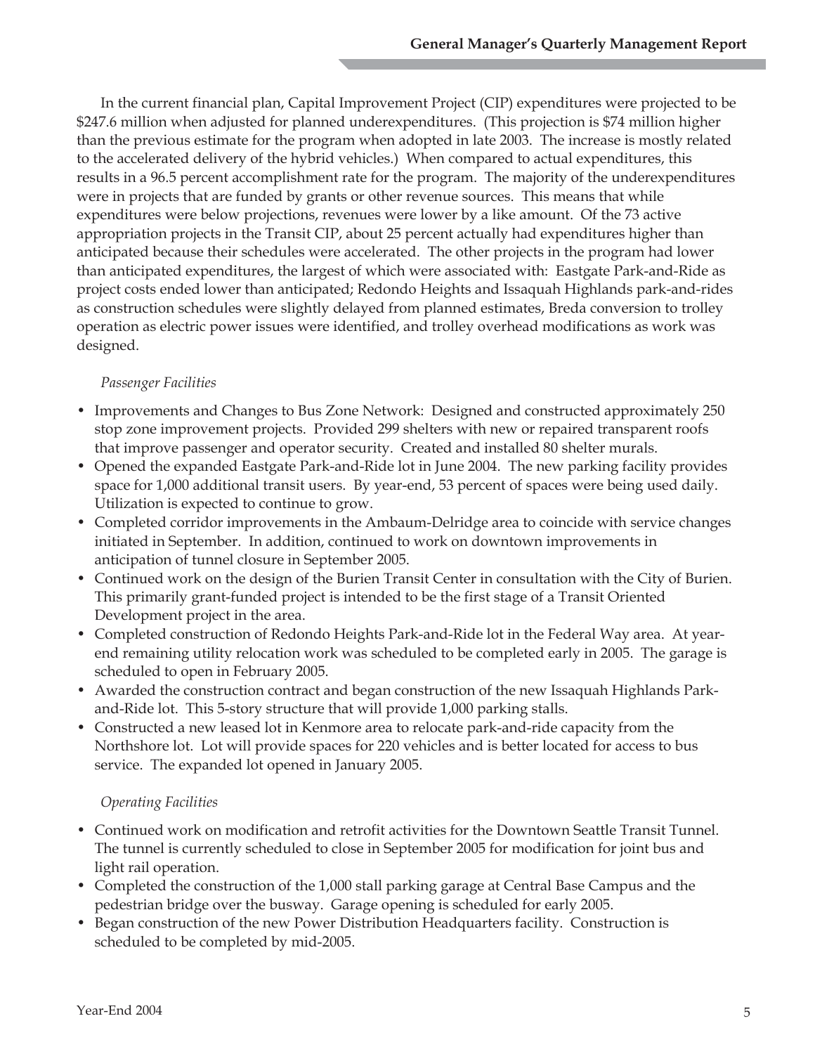In the current financial plan, Capital Improvement Project (CIP) expenditures were projected to be \$247.6 million when adjusted for planned underexpenditures. (This projection is \$74 million higher than the previous estimate for the program when adopted in late 2003. The increase is mostly related to the accelerated delivery of the hybrid vehicles.) When compared to actual expenditures, this results in a 96.5 percent accomplishment rate for the program. The majority of the underexpenditures were in projects that are funded by grants or other revenue sources. This means that while expenditures were below projections, revenues were lower by a like amount. Of the 73 active appropriation projects in the Transit CIP, about 25 percent actually had expenditures higher than anticipated because their schedules were accelerated. The other projects in the program had lower than anticipated expenditures, the largest of which were associated with: Eastgate Park-and-Ride as project costs ended lower than anticipated; Redondo Heights and Issaquah Highlands park-and-rides as construction schedules were slightly delayed from planned estimates, Breda conversion to trolley operation as electric power issues were identified, and trolley overhead modifications as work was designed.

*Passenger Facilities*

- Improvements and Changes to Bus Zone Network: Designed and constructed approximately 250 stop zone improvement projects. Provided 299 shelters with new or repaired transparent roofs that improve passenger and operator security. Created and installed 80 shelter murals.
- Opened the expanded Eastgate Park-and-Ride lot in June 2004. The new parking facility provides space for 1,000 additional transit users. By year-end, 53 percent of spaces were being used daily. Utilization is expected to continue to grow.
- Completed corridor improvements in the Ambaum-Delridge area to coincide with service changes initiated in September. In addition, continued to work on downtown improvements in anticipation of tunnel closure in September 2005.
- Continued work on the design of the Burien Transit Center in consultation with the City of Burien. This primarily grant-funded project is intended to be the first stage of a Transit Oriented Development project in the area.
- Completed construction of Redondo Heights Park-and-Ride lot in the Federal Way area. At year-end remaining utility relocation work was scheduled to be completed early in 2005. The garage is scheduled to open in February 2005.
- Awarded the construction contract and began construction of the new Issaquah Highlands Park-and-Ride lot. This 5-story structure that will provide 1,000 parking stalls.
- Constructed a new leased lot in Kenmore area to relocate park-and-ride capacity from the Northshore lot. Lot will provide spaces for 220 vehicles and is better located for access to bus service. The expanded lot opened in January 2005.

*Operating Facilities*

- Continued work on modification and retrofit activities for the Downtown Seattle Transit Tunnel. The tunnel is currently scheduled to close in September 2005 for modification for joint bus and light rail operation.
- Completed the construction of the 1,000 stall parking garage at Central Base Campus and the pedestrian bridge over the busway. Garage opening is scheduled for early 2005.
- Began construction of the new Power Distribution Headquarters facility. Construction is scheduled to be completed by mid-2005.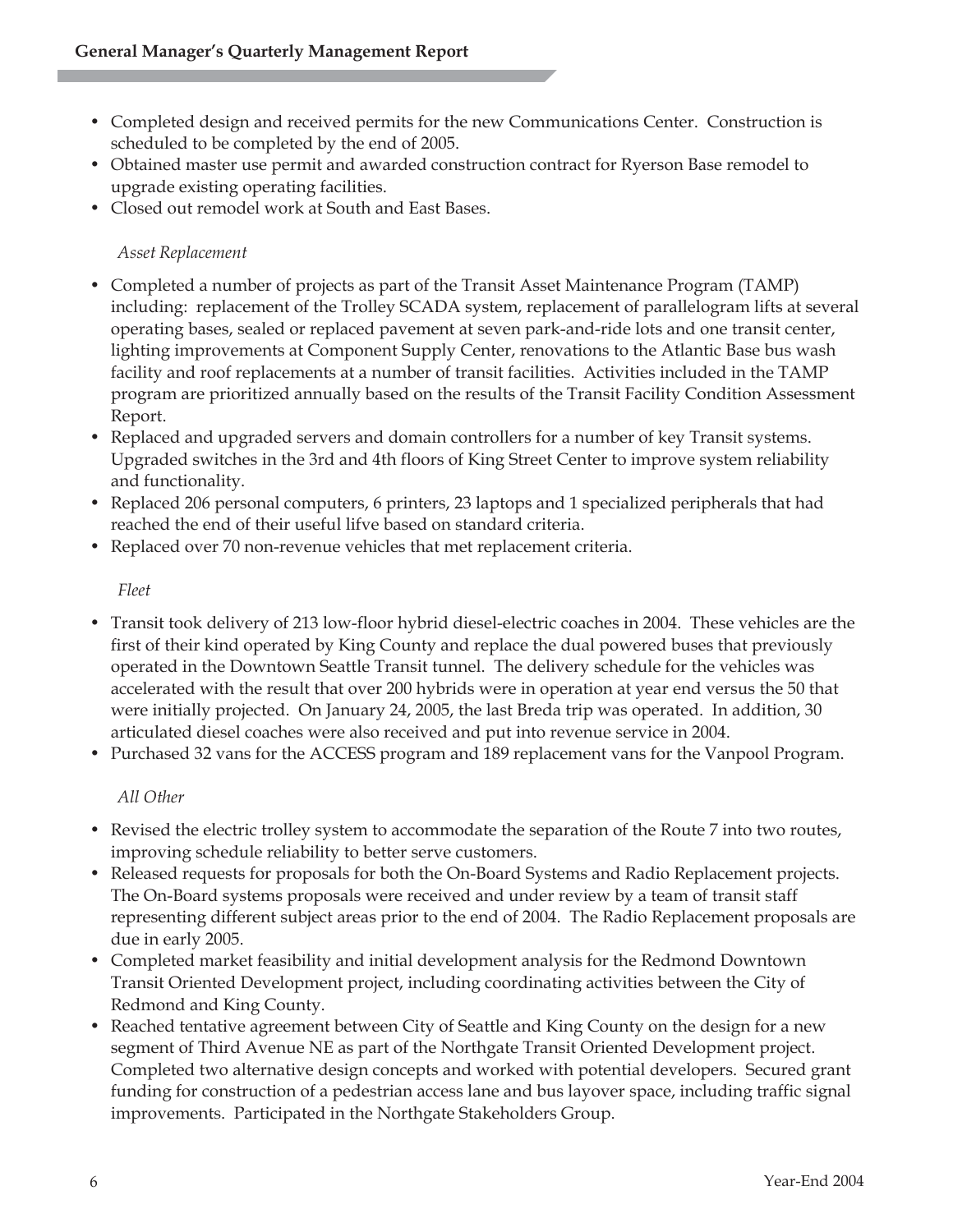- Completed design and received permits for the new Communications Center. Construction is scheduled to be completed by the end of 2005.
- Obtained master use permit and awarded construction contract for Ryerson Base remodel to upgrade existing operating facilities.
- Closed out remodel work at South and East Bases.

*Asset Replacement*

- Completed a number of projects as part of the Transit Asset Maintenance Program (TAMP) including: replacement of the Trolley SCADA system, replacement of parallelogram lifts at several operating bases, sealed or replaced pavement at seven park-and-ride lots and one transit center, lighting improvements at Component Supply Center, renovations to the Atlantic Base bus wash facility and roof replacements at a number of transit facilities. Activities included in the TAMP program are prioritized annually based on the results of the Transit Facility Condition Assessment Report.
- Replaced and upgraded servers and domain controllers for a number of key Transit systems. Upgraded switches in the 3rd and 4th floors of King Street Center to improve system reliability and functionality.
- Replaced 206 personal computers, 6 printers, 23 laptops and 1 specialized peripherals that had reached the end of their useful lifve based on standard criteria.
- Replaced over 70 non-revenue vehicles that met replacement criteria.

*Fleet*

- Transit took delivery of 213 low-floor hybrid diesel-electric coaches in 2004. These vehicles are the first of their kind operated by King County and replace the dual powered buses that previously operated in the Downtown Seattle Transit tunnel. The delivery schedule for the vehicles was accelerated with the result that over 200 hybrids were in operation at year end versus the 50 that were initially projected. On January 24, 2005, the last Breda trip was operated. In addition, 30 articulated diesel coaches were also received and put into revenue service in 2004.
- Purchased 32 vans for the ACCESS program and 189 replacement vans for the Vanpool Program.

*All Other*

- Revised the electric trolley system to accommodate the separation of the Route 7 into two routes, improving schedule reliability to better serve customers.
- Released requests for proposals for both the On-Board Systems and Radio Replacement projects. The On-Board systems proposals were received and under review by a team of transit staff representing different subject areas prior to the end of 2004. The Radio Replacement proposals are due in early 2005.
- Completed market feasibility and initial development analysis for the Redmond Downtown Transit Oriented Development project, including coordinating activities between the City of Redmond and King County.
- Reached tentative agreement between City of Seattle and King County on the design for a new segment of Third Avenue NE as part of the Northgate Transit Oriented Development project. Completed two alternative design concepts and worked with potential developers. Secured grant funding for construction of a pedestrian access lane and bus layover space, including traffic signal improvements. Participated in the Northgate Stakeholders Group.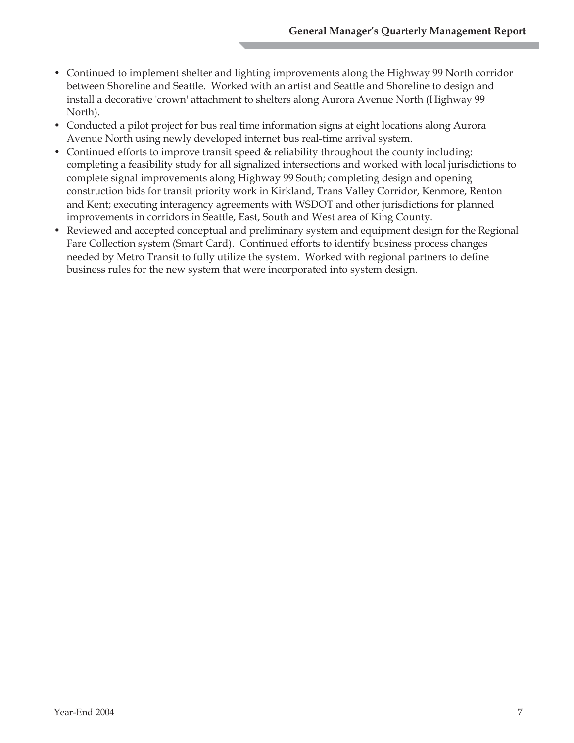- Continued to implement shelter and lighting improvements along the Highway 99 North corridor between Shoreline and Seattle. Worked with an artist and Seattle and Shoreline to design and install a decorative 'crown' attachment to shelters along Aurora Avenue North (Highway 99 North).
- Conducted a pilot project for bus real time information signs at eight locations along Aurora Avenue North using newly developed internet bus real-time arrival system.
- Continued efforts to improve transit speed & reliability throughout the county including: completing a feasibility study for all signalized intersections and worked with local jurisdictions to complete signal improvements along Highway 99 South; completing design and opening construction bids for transit priority work in Kirkland, Trans Valley Corridor, Kenmore, Renton and Kent; executing interagency agreements with WSDOT and other jurisdictions for planned improvements in corridors in Seattle, East, South and West area of King County.
- Reviewed and accepted conceptual and preliminary system and equipment design for the Regional Fare Collection system (Smart Card). Continued efforts to identify business process changes needed by Metro Transit to fully utilize the system. Worked with regional partners to define business rules for the new system that were incorporated into system design.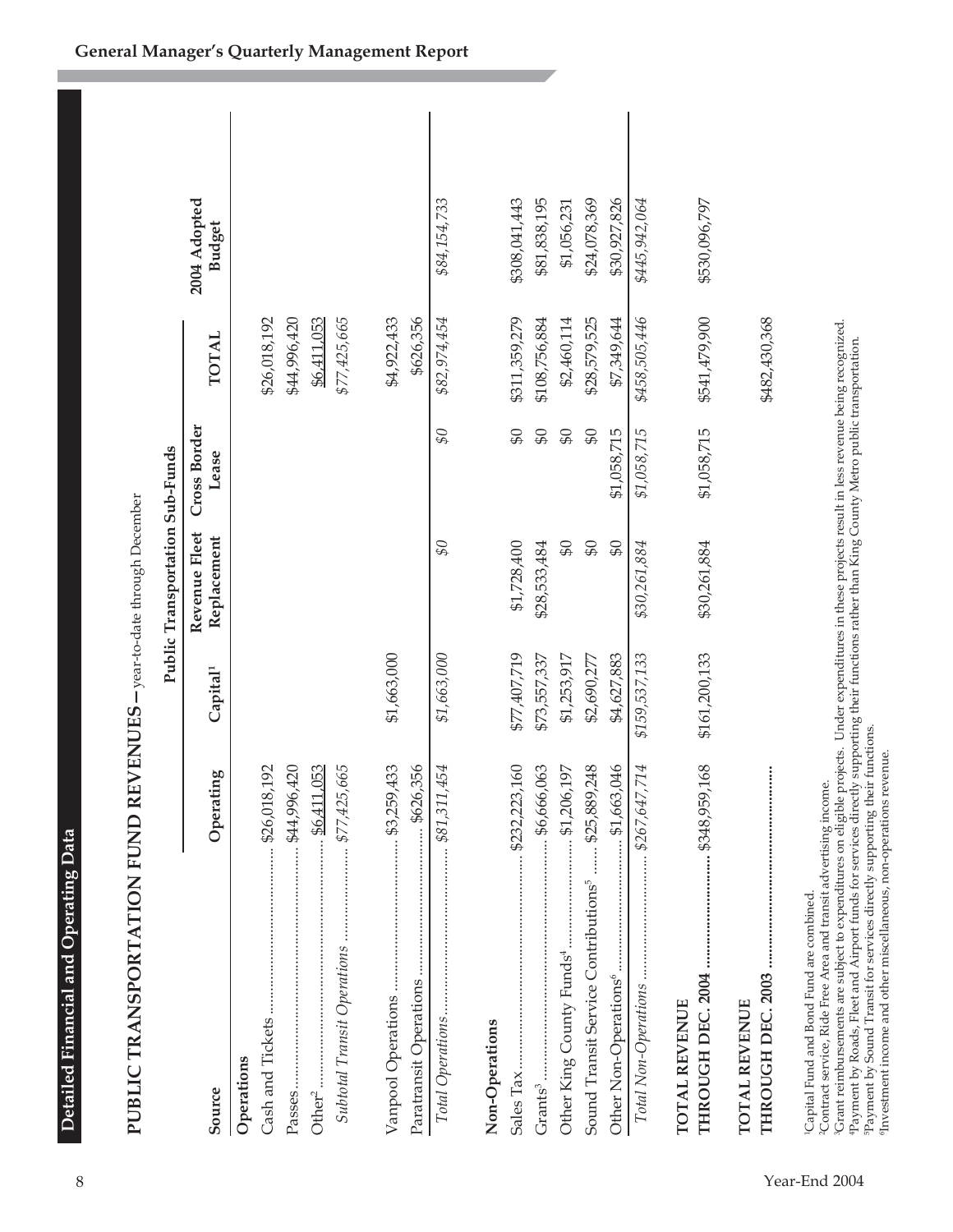## Detailed Financial and Operating Data

### PUBLIC TRANSPORTATION FUND REVENUES – year-to-date through December

| Source | Operating | Public Transportation Sub-Funds | | | TOTAL | 2004 Adopted Budget |
|---|---|---|---|---|---|---|
| | | Capital[1] | Revenue Fleet Replacement | Cross Border Lease | | |
| **Operations** | | | | | | |
| Cash and Tickets | $26,018,192 | | | | $26,018,192 | |
| Passes | $44,996,420 | | | | $44,996,420 | |
| Other[2] | $6,411,053 | | | | $6,411,053 | |
| *Subtotal Transit Operations* | *$77,425,665* | | | | *$77,425,665* | |
| Vanpool Operations | $3,259,433 | $1,663,000 | | | $4,922,433 | |
| Paratransit Operations | $626,356 | | | | $626,356 | |
| *Total Operations* | *$81,311,454* | *$1,663,000* | *$0* | *$0* | *$82,974,454* | *$84,154,733* |
| **Non-Operations** | | | | | | |
| Sales Tax | $232,223,160 | $77,407,719 | $1,728,400 | $0 | $311,359,279 | $308,041,443 |
| Grants[3] | $6,666,063 | $73,557,337 | $28,533,484 | $0 | $108,756,884 | $81,838,195 |
| Other King County Funds[4] | $1,206,197 | $1,253,917 | $0 | $0 | $2,460,114 | $1,056,231 |
| Sound Transit Service Contributions[5] | $25,889,248 | $2,690,277 | $0 | $0 | $28,579,525 | $24,078,369 |
| Other Non-Operations[6] | $1,663,046 | $4,627,883 | $0 | $1,058,715 | $7,349,644 | $30,927,826 |
| *Total Non-Operations* | *$267,647,714* | *$159,537,133* | *$30,261,884* | *$1,058,715* | *$458,505,446* | *$445,942,064* |
| **TOTAL REVENUE THROUGH DEC. 2004** | $348,959,168 | $161,200,133 | $30,261,884 | $1,058,715 | $541,479,900 | $530,096,797 |
| **TOTAL REVENUE THROUGH DEC. 2003** | | | | | $482,430,368 | |

[1]Capital Fund and Bond Fund are combined.
[2]Contract service, Ride Free Area and transit advertising income.
[3]Grant reimbursements are subject to expenditures on eligible projects. Under expenditures in these projects result in less revenue being recognized.
[4]Payment by Roads, Fleet and Airport funds for services directly supporting their functions rather than King County Metro public transportation.
[5]Payment by Sound Transit for services directly supporting their functions.
[6]Investment income and other miscellaneous, non-operations revenue.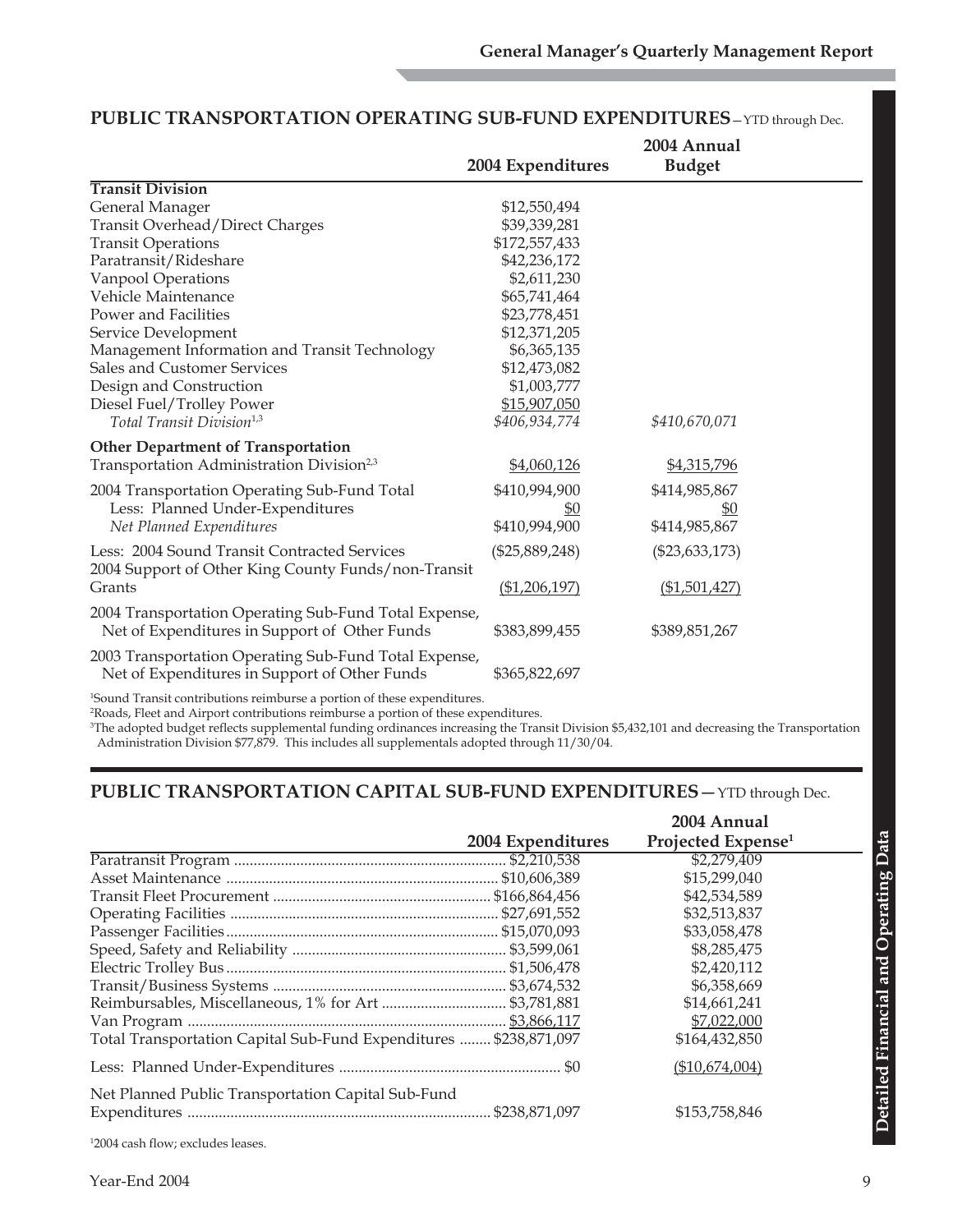## PUBLIC TRANSPORTATION OPERATING SUB-FUND EXPENDITURES – YTD through Dec.

| | 2004 Expenditures | 2004 Annual Budget |
|---|---|---|
| **Transit Division** | | |
| General Manager | $12,550,494 | |
| Transit Overhead/Direct Charges | $39,339,281 | |
| Transit Operations | $172,557,433 | |
| Paratransit/Rideshare | $42,236,172 | |
| Vanpool Operations | $2,611,230 | |
| Vehicle Maintenance | $65,741,464 | |
| Power and Facilities | $23,778,451 | |
| Service Development | $12,371,205 | |
| Management Information and Transit Technology | $6,365,135 | |
| Sales and Customer Services | $12,473,082 | |
| Design and Construction | $1,003,777 | |
| Diesel Fuel/Trolley Power | $15,907,050 | |
| *Total Transit Division*[1,3] | *$406,934,774* | *$410,670,071* |
| **Other Department of Transportation** | | |
| Transportation Administration Division[2,3] | $4,060,126 | $4,315,796 |
| 2004 Transportation Operating Sub-Fund Total | $410,994,900 | $414,985,867 |
| Less: Planned Under-Expenditures | $0 | $0 |
| *Net Planned Expenditures* | $410,994,900 | $414,985,867 |
| Less: 2004 Sound Transit Contracted Services | ($25,889,248) | ($23,633,173) |
| 2004 Support of Other King County Funds/non-Transit Grants | ($1,206,197) | ($1,501,427) |
| 2004 Transportation Operating Sub-Fund Total Expense, Net of Expenditures in Support of Other Funds | $383,899,455 | $389,851,267 |
| 2003 Transportation Operating Sub-Fund Total Expense, Net of Expenditures in Support of Other Funds | $365,822,697 | |

[1]Sound Transit contributions reimburse a portion of these expenditures.
[2]Roads, Fleet and Airport contributions reimburse a portion of these expenditures.
[3]The adopted budget reflects supplemental funding ordinances increasing the Transit Division $5,432,101 and decreasing the Transportation Administration Division $77,879. This includes all supplementals adopted through 11/30/04.

## PUBLIC TRANSPORTATION CAPITAL SUB-FUND EXPENDITURES — YTD through Dec.

| | 2004 Expenditures | 2004 Annual Projected Expense[1] |
|---|---|---|
| Paratransit Program | $2,210,538 | $2,279,409 |
| Asset Maintenance | $10,606,389 | $15,299,040 |
| Transit Fleet Procurement | $166,864,456 | $42,534,589 |
| Operating Facilities | $27,691,552 | $32,513,837 |
| Passenger Facilities | $15,070,093 | $33,058,478 |
| Speed, Safety and Reliability | $3,599,061 | $8,285,475 |
| Electric Trolley Bus | $1,506,478 | $2,420,112 |
| Transit/Business Systems | $3,674,532 | $6,358,669 |
| Reimbursables, Miscellaneous, 1% for Art | $3,781,881 | $14,661,241 |
| Van Program | $3,866,117 | $7,022,000 |
| Total Transportation Capital Sub-Fund Expenditures | $238,871,097 | $164,432,850 |
| Less: Planned Under-Expenditures | $0 | ($10,674,004) |
| Net Planned Public Transportation Capital Sub-Fund Expenditures | $238,871,097 | $153,758,846 |

[1]2004 cash flow; excludes leases.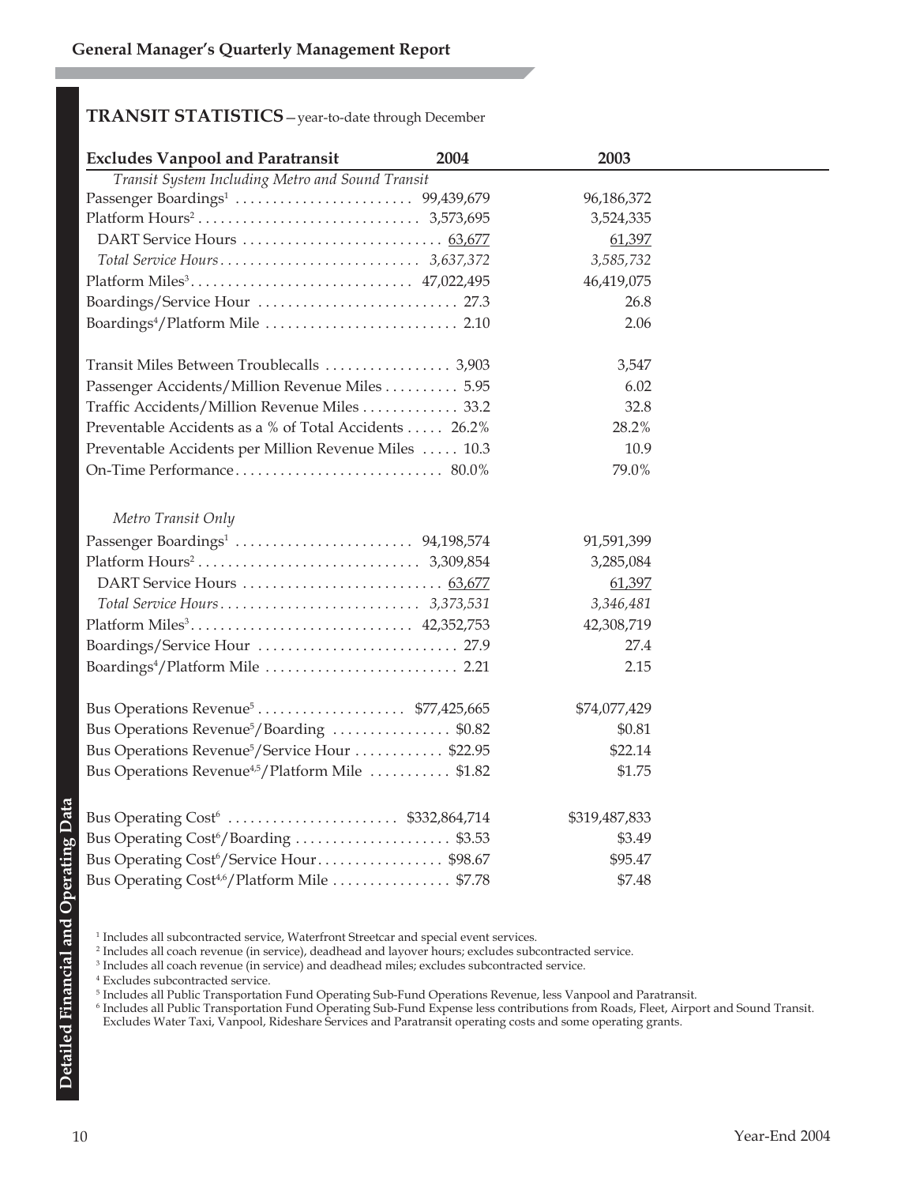## TRANSIT STATISTICS—year-to-date through December

| Excludes Vanpool and Paratransit | 2004 | 2003 |
|---|---|---|
| *Transit System Including Metro and Sound Transit* | | |
| Passenger Boardings[1] | 99,439,679 | 96,186,372 |
| Platform Hours[2] | 3,573,695 | 3,524,335 |
| DART Service Hours | 63,677 | 61,397 |
| *Total Service Hours* | *3,637,372* | *3,585,732* |
| Platform Miles[3] | 47,022,495 | 46,419,075 |
| Boardings/Service Hour | 27.3 | 26.8 |
| Boardings[4]/Platform Mile | 2.10 | 2.06 |
| | | |
| Transit Miles Between Troublecalls | 3,903 | 3,547 |
| Passenger Accidents/Million Revenue Miles | 5.95 | 6.02 |
| Traffic Accidents/Million Revenue Miles | 33.2 | 32.8 |
| Preventable Accidents as a % of Total Accidents | 26.2% | 28.2% |
| Preventable Accidents per Million Revenue Miles | 10.3 | 10.9 |
| On-Time Performance | 80.0% | 79.0% |
| | | |
| *Metro Transit Only* | | |
| Passenger Boardings[1] | 94,198,574 | 91,591,399 |
| Platform Hours[2] | 3,309,854 | 3,285,084 |
| DART Service Hours | 63,677 | 61,397 |
| *Total Service Hours* | *3,373,531* | *3,346,481* |
| Platform Miles[3] | 42,352,753 | 42,308,719 |
| Boardings/Service Hour | 27.9 | 27.4 |
| Boardings[4]/Platform Mile | 2.21 | 2.15 |
| | | |
| Bus Operations Revenue[5] | $77,425,665 | $74,077,429 |
| Bus Operations Revenue[5]/Boarding | $0.82 | $0.81 |
| Bus Operations Revenue[5]/Service Hour | $22.95 | $22.14 |
| Bus Operations Revenue[4,5]/Platform Mile | $1.82 | $1.75 |
| | | |
| Bus Operating Cost[6] | $332,864,714 | $319,487,833 |
| Bus Operating Cost[6]/Boarding | $3.53 | $3.49 |
| Bus Operating Cost[6]/Service Hour | $98.67 | $95.47 |
| Bus Operating Cost[4,6]/Platform Mile | $7.78 | $7.48 |

[1] Includes all subcontracted service, Waterfront Streetcar and special event services.
[2] Includes all coach revenue (in service), deadhead and layover hours; excludes subcontracted service.
[3] Includes all coach revenue (in service) and deadhead miles; excludes subcontracted service.
[4] Excludes subcontracted service.
[5] Includes all Public Transportation Fund Operating Sub-Fund Operations Revenue, less Vanpool and Paratransit.
[6] Includes all Public Transportation Fund Operating Sub-Fund Expense less contributions from Roads, Fleet, Airport and Sound Transit. Excludes Water Taxi, Vanpool, Rideshare Services and Paratransit operating costs and some operating grants.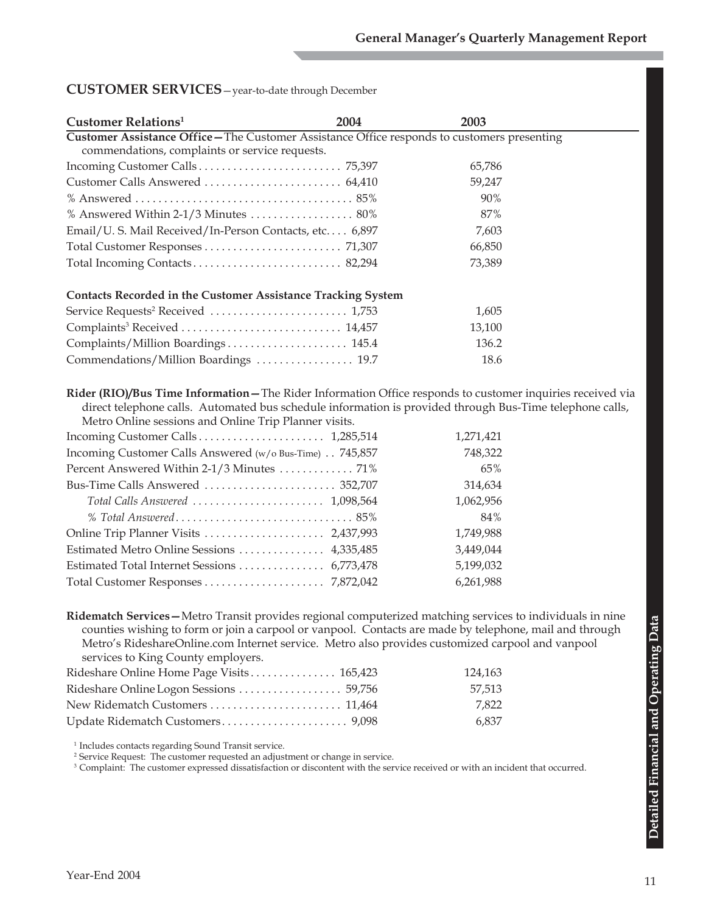## CUSTOMER SERVICES—year-to-date through December

| Customer Relations[1] | 2004 | 2003 |
|---|---|---|
| **Customer Assistance Office—**The Customer Assistance Office responds to customers presenting commendations, complaints or service requests. | | |
| Incoming Customer Calls | 75,397 | 65,786 |
| Customer Calls Answered | 64,410 | 59,247 |
| % Answered | 85% | 90% |
| % Answered Within 2-1/3 Minutes | 80% | 87% |
| Email/U. S. Mail Received/In-Person Contacts, etc. | 6,897 | 7,603 |
| Total Customer Responses | 71,307 | 66,850 |
| Total Incoming Contacts | 82,294 | 73,389 |
| **Contacts Recorded in the Customer Assistance Tracking System** | | |
| Service Requests[2] Received | 1,753 | 1,605 |
| Complaints[3] Received | 14,457 | 13,100 |
| Complaints/Million Boardings | 145.4 | 136.2 |
| Commendations/Million Boardings | 19.7 | 18.6 |

**Rider (RIO)/Bus Time Information—**The Rider Information Office responds to customer inquiries received via direct telephone calls. Automated bus schedule information is provided through Bus-Time telephone calls, Metro Online sessions and Online Trip Planner visits.

| | 2004 | 2003 |
|---|---|---|
| Incoming Customer Calls | 1,285,514 | 1,271,421 |
| Incoming Customer Calls Answered (w/o Bus-Time) | 745,857 | 748,322 |
| Percent Answered Within 2-1/3 Minutes | 71% | 65% |
| Bus-Time Calls Answered | 352,707 | 314,634 |
| *Total Calls Answered* | 1,098,564 | 1,062,956 |
| *% Total Answered* | 85% | 84% |
| Online Trip Planner Visits | 2,437,993 | 1,749,988 |
| Estimated Metro Online Sessions | 4,335,485 | 3,449,044 |
| Estimated Total Internet Sessions | 6,773,478 | 5,199,032 |
| Total Customer Responses | 7,872,042 | 6,261,988 |

**Ridematch Services—**Metro Transit provides regional computerized matching services to individuals in nine counties wishing to form or join a carpool or vanpool. Contacts are made by telephone, mail and through Metro's RideshareOnline.com Internet service. Metro also provides customized carpool and vanpool services to King County employers.

| | 2004 | 2003 |
|---|---|---|
| Rideshare Online Home Page Visits | 165,423 | 124,163 |
| Rideshare Online Logon Sessions | 59,756 | 57,513 |
| New Ridematch Customers | 11,464 | 7,822 |
| Update Ridematch Customers | 9,098 | 6,837 |

[1] Includes contacts regarding Sound Transit service.
[2] Service Request: The customer requested an adjustment or change in service.
[3] Complaint: The customer expressed dissatisfaction or discontent with the service received or with an incident that occurred.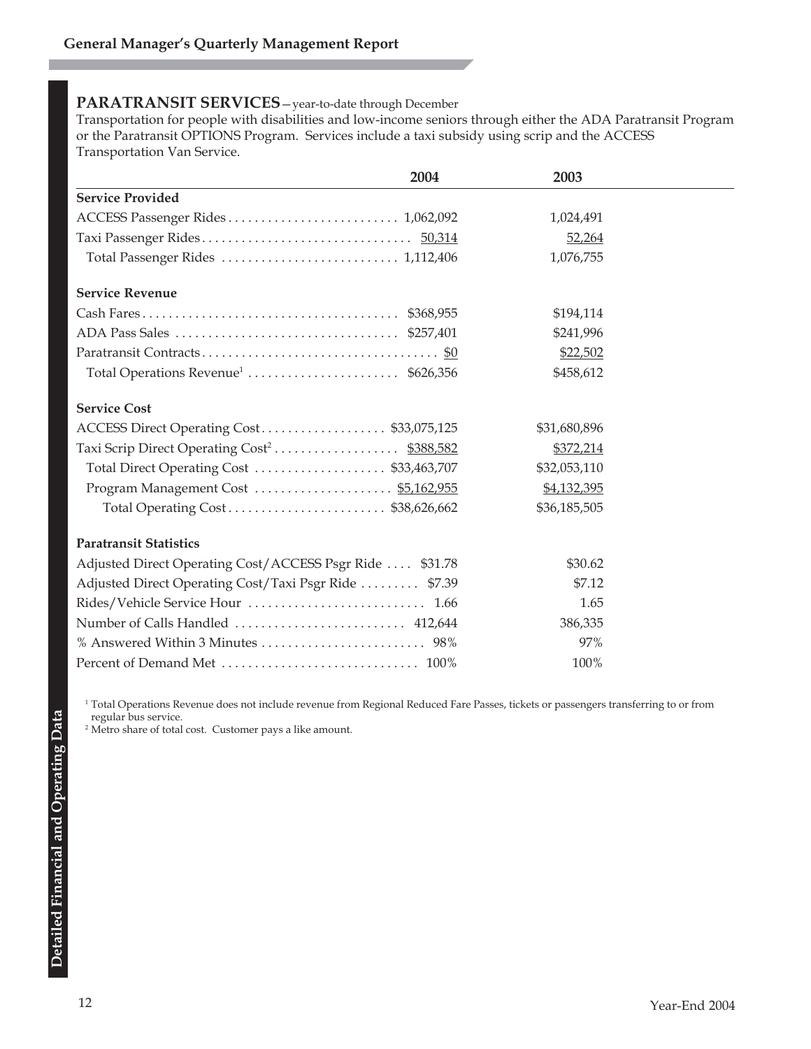## PARATRANSIT SERVICES—year-to-date through December

Transportation for people with disabilities and low-income seniors through either the ADA Paratransit Program or the Paratransit OPTIONS Program. Services include a taxi subsidy using scrip and the ACCESS Transportation Van Service.

| | 2004 | 2003 |
|---|---|---|
| **Service Provided** | | |
| ACCESS Passenger Rides | 1,062,092 | 1,024,491 |
| Taxi Passenger Rides | 50,314 | 52,264 |
| Total Passenger Rides | 1,112,406 | 1,076,755 |
| **Service Revenue** | | |
| Cash Fares | $368,955 | $194,114 |
| ADA Pass Sales | $257,401 | $241,996 |
| Paratransit Contracts | $0 | $22,502 |
| Total Operations Revenue[1] | $626,356 | $458,612 |
| **Service Cost** | | |
| ACCESS Direct Operating Cost | $33,075,125 | $31,680,896 |
| Taxi Scrip Direct Operating Cost[2] | $388,582 | $372,214 |
| Total Direct Operating Cost | $33,463,707 | $32,053,110 |
| Program Management Cost | $5,162,955 | $4,132,395 |
| Total Operating Cost | $38,626,662 | $36,185,505 |
| **Paratransit Statistics** | | |
| Adjusted Direct Operating Cost/ACCESS Psgr Ride | $31.78 | $30.62 |
| Adjusted Direct Operating Cost/Taxi Psgr Ride | $7.39 | $7.12 |
| Rides/Vehicle Service Hour | 1.66 | 1.65 |
| Number of Calls Handled | 412,644 | 386,335 |
| % Answered Within 3 Minutes | 98% | 97% |
| Percent of Demand Met | 100% | 100% |

[1] Total Operations Revenue does not include revenue from Regional Reduced Fare Passes, tickets or passengers transferring to or from regular bus service.

[2] Metro share of total cost. Customer pays a like amount.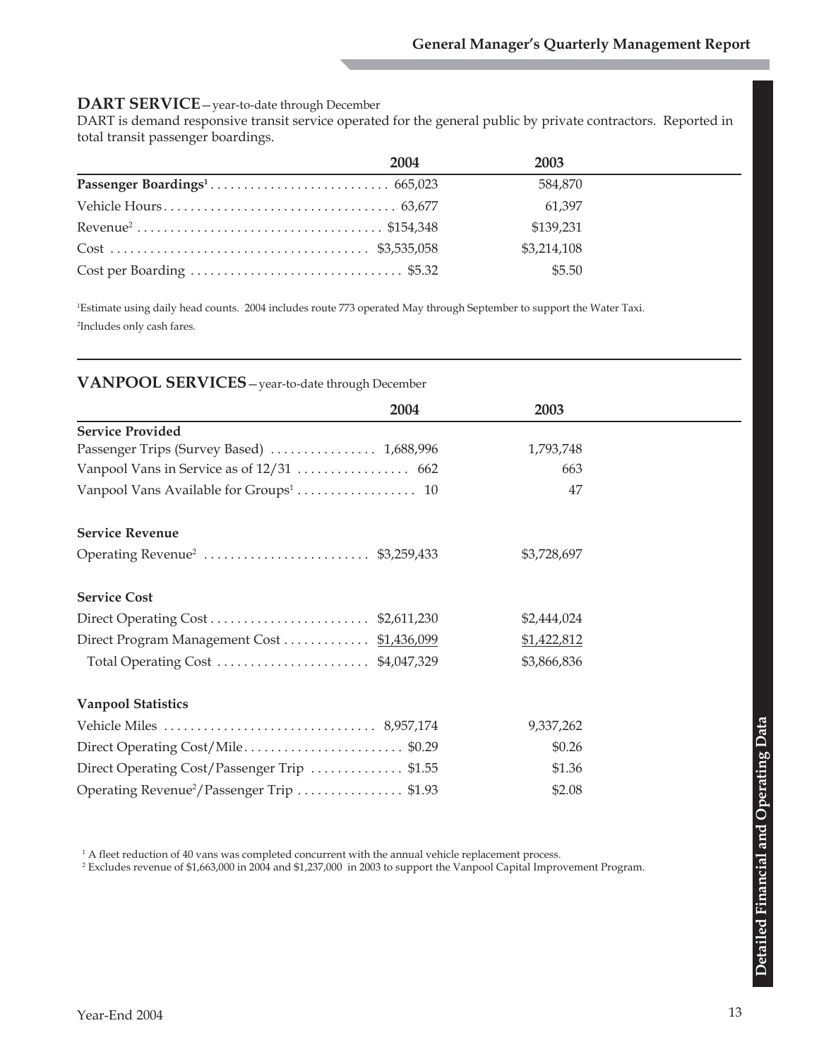## DART SERVICE—year-to-date through December

DART is demand responsive transit service operated for the general public by private contractors. Reported in total transit passenger boardings.

| | 2004 | 2003 |
|---|---|---|
| **Passenger Boardings[1]** | 665,023 | 584,870 |
| Vehicle Hours | 63,677 | 61,397 |
| Revenue[2] | $154,348 | $139,231 |
| Cost | $3,535,058 | $3,214,108 |
| Cost per Boarding | $5.32 | $5.50 |

[1]Estimate using daily head counts. 2004 includes route 773 operated May through September to support the Water Taxi.

[2]Includes only cash fares.

## VANPOOL SERVICES—year-to-date through December

| | 2004 | 2003 |
|---|---|---|
| **Service Provided** | | |
| Passenger Trips (Survey Based) | 1,688,996 | 1,793,748 |
| Vanpool Vans in Service as of 12/31 | 662 | 663 |
| Vanpool Vans Available for Groups[1] | 10 | 47 |
| **Service Revenue** | | |
| Operating Revenue[2] | $3,259,433 | $3,728,697 |
| **Service Cost** | | |
| Direct Operating Cost | $2,611,230 | $2,444,024 |
| Direct Program Management Cost | $1,436,099 | $1,422,812 |
| Total Operating Cost | $4,047,329 | $3,866,836 |
| **Vanpool Statistics** | | |
| Vehicle Miles | 8,957,174 | 9,337,262 |
| Direct Operating Cost/Mile | $0.29 | $0.26 |
| Direct Operating Cost/Passenger Trip | $1.55 | $1.36 |
| Operating Revenue[2]/Passenger Trip | $1.93 | $2.08 |

[1] A fleet reduction of 40 vans was completed concurrent with the annual vehicle replacement process.

[2] Excludes revenue of $1,663,000 in 2004 and $1,237,000 in 2003 to support the Vanpool Capital Improvement Program.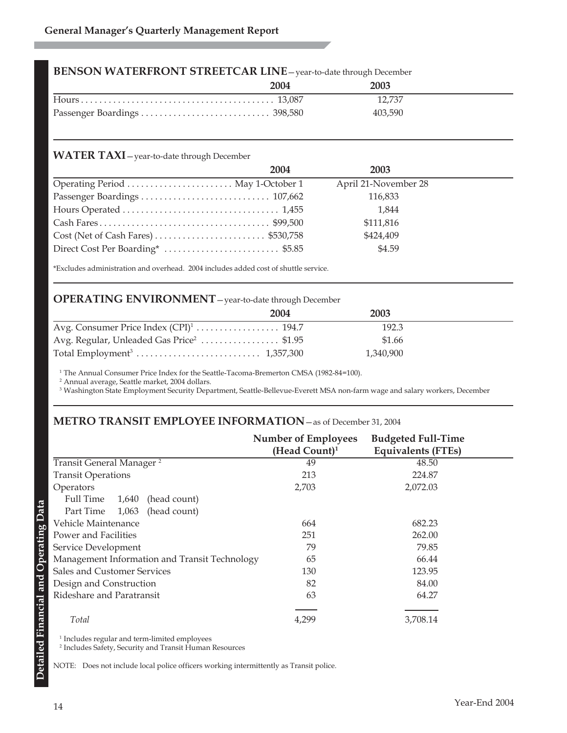## BENSON WATERFRONT STREETCAR LINE—year-to-date through December

| | 2004 | 2003 |
|---|---|---|
| Hours | 13,087 | 12,737 |
| Passenger Boardings | 398,580 | 403,590 |

## WATER TAXI—year-to-date through December

| | 2004 | 2003 |
|---|---|---|
| Operating Period | May 1-October 1 | April 21-November 28 |
| Passenger Boardings | 107,662 | 116,833 |
| Hours Operated | 1,455 | 1,844 |
| Cash Fares | $99,500 | $111,816 |
| Cost (Net of Cash Fares) | $530,758 | $424,409 |
| Direct Cost Per Boarding* | $5.85 | $4.59 |

*Excludes administration and overhead. 2004 includes added cost of shuttle service.

## OPERATING ENVIRONMENT—year-to-date through December

| | 2004 | 2003 |
|---|---|---|
| Avg. Consumer Price Index (CPI)[1] | 194.7 | 192.3 |
| Avg. Regular, Unleaded Gas Price[2] | $1.95 | $1.66 |
| Total Employment[3] | 1,357,300 | 1,340,900 |

[1] The Annual Consumer Price Index for the Seattle-Tacoma-Bremerton CMSA (1982-84=100).
[2] Annual average, Seattle market, 2004 dollars.
[3] Washington State Employment Security Department, Seattle-Bellevue-Everett MSA non-farm wage and salary workers, December

## METRO TRANSIT EMPLOYEE INFORMATION—as of December 31, 2004

| | Number of Employees (Head Count)[1] | Budgeted Full-Time Equivalents (FTEs) |
|---|---|---|
| Transit General Manager [2] | 49 | 48.50 |
| Transit Operations | 213 | 224.87 |
| Operators | 2,703 | 2,072.03 |
| Full Time 1,640 (head count) | | |
| Part Time 1,063 (head count) | | |
| Vehicle Maintenance | 664 | 682.23 |
| Power and Facilities | 251 | 262.00 |
| Service Development | 79 | 79.85 |
| Management Information and Transit Technology | 65 | 66.44 |
| Sales and Customer Services | 130 | 123.95 |
| Design and Construction | 82 | 84.00 |
| Rideshare and Paratransit | 63 | 64.27 |
| *Total* | 4,299 | 3,708.14 |

[1] Includes regular and term-limited employees
[2] Includes Safety, Security and Transit Human Resources

NOTE: Does not include local police officers working intermittently as Transit police.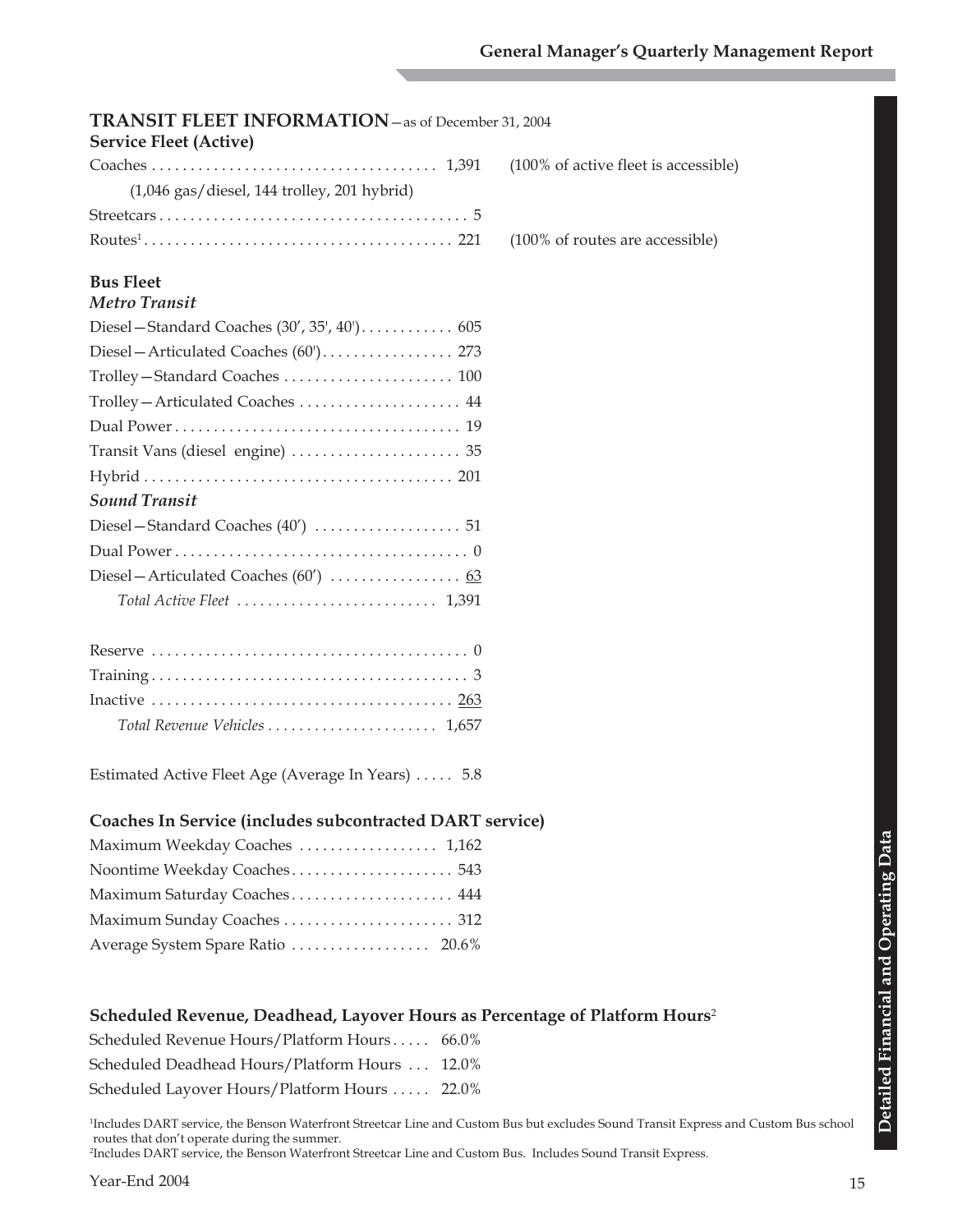## TRANSIT FLEET INFORMATION—as of December 31, 2004

### Service Fleet (Active)

| | | |
|---|---|---|
| Coaches | 1,391 | (100% of active fleet is accessible) |
| (1,046 gas/diesel, 144 trolley, 201 hybrid) | | |
| Streetcars | 5 | |
| Routes[1] | 221 | (100% of routes are accessible) |

### Bus Fleet

***Metro Transit***

| | |
|---|---|
| Diesel—Standard Coaches (30', 35', 40') | 605 |
| Diesel—Articulated Coaches (60') | 273 |
| Trolley—Standard Coaches | 100 |
| Trolley—Articulated Coaches | 44 |
| Dual Power | 19 |
| Transit Vans (diesel engine) | 35 |
| Hybrid | 201 |

***Sound Transit***

| | |
|---|---|
| Diesel—Standard Coaches (40') | 51 |
| Dual Power | 0 |
| Diesel—Articulated Coaches (60') | 63 |
| *Total Active Fleet* | 1,391 |

| | |
|---|---|
| Reserve | 0 |
| Training | 3 |
| Inactive | 263 |
| *Total Revenue Vehicles* | 1,657 |

Estimated Active Fleet Age (Average In Years) ..... 5.8

### Coaches In Service (includes subcontracted DART service)

| | |
|---|---|
| Maximum Weekday Coaches | 1,162 |
| Noontime Weekday Coaches | 543 |
| Maximum Saturday Coaches | 444 |
| Maximum Sunday Coaches | 312 |
| Average System Spare Ratio | 20.6% |

### Scheduled Revenue, Deadhead, Layover Hours as Percentage of Platform Hours[2]

| | |
|---|---|
| Scheduled Revenue Hours/Platform Hours | 66.0% |
| Scheduled Deadhead Hours/Platform Hours | 12.0% |
| Scheduled Layover Hours/Platform Hours | 22.0% |

[1]Includes DART service, the Benson Waterfront Streetcar Line and Custom Bus but excludes Sound Transit Express and Custom Bus school routes that don't operate during the summer.
[2]Includes DART service, the Benson Waterfront Streetcar Line and Custom Bus. Includes Sound Transit Express.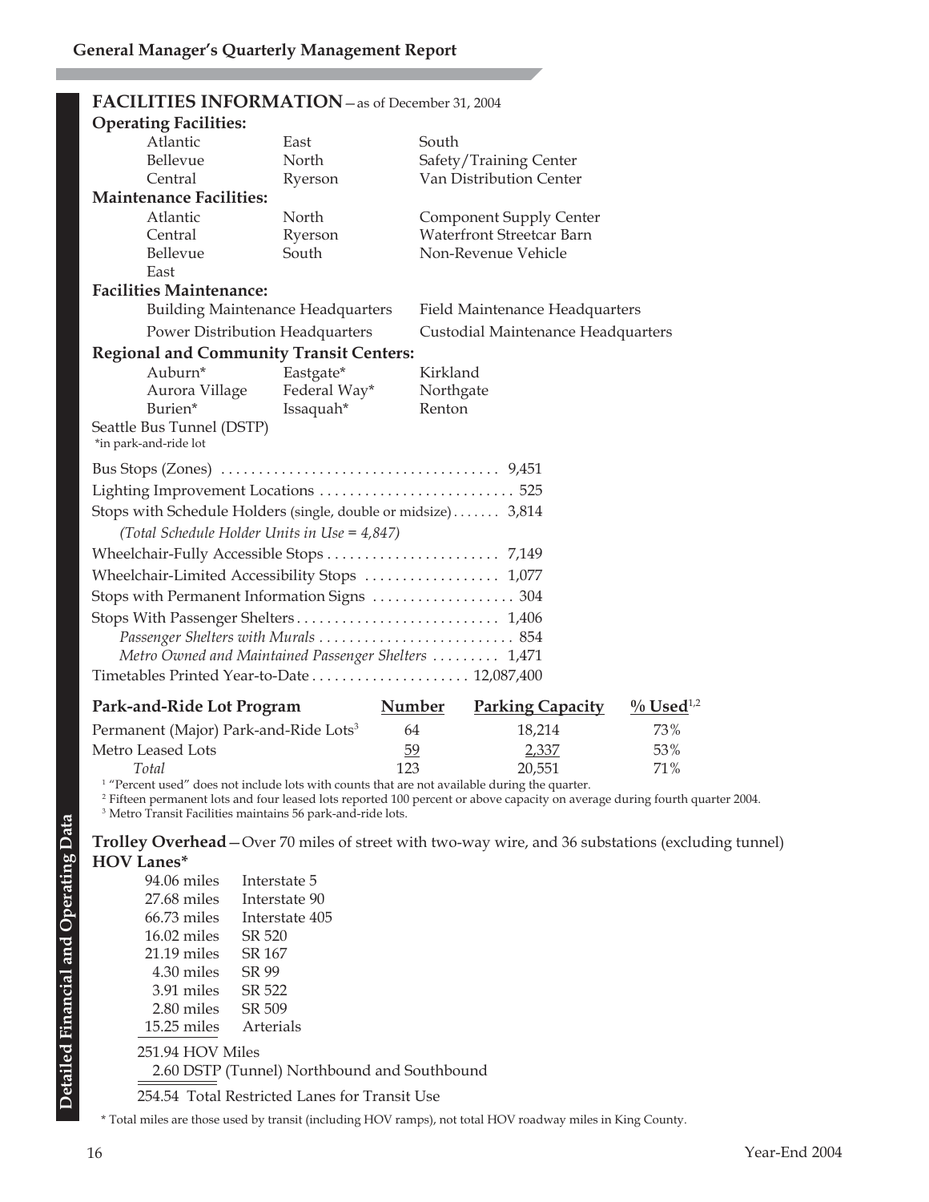## FACILITIES INFORMATION—as of December 31, 2004

**Operating Facilities:**

| | | |
|---|---|---|
| Atlantic | East | South |
| Bellevue | North | Safety/Training Center |
| Central | Ryerson | Van Distribution Center |

**Maintenance Facilities:**

| | | |
|---|---|---|
| Atlantic | North | Component Supply Center |
| Central | Ryerson | Waterfront Streetcar Barn |
| Bellevue | South | Non-Revenue Vehicle |
| East | | |

**Facilities Maintenance:**

| | |
|---|---|
| Building Maintenance Headquarters | Field Maintenance Headquarters |
| Power Distribution Headquarters | Custodial Maintenance Headquarters |

**Regional and Community Transit Centers:**

| | | |
|---|---|---|
| Auburn* | Eastgate* | Kirkland |
| Aurora Village | Federal Way* | Northgate |
| Burien* | Issaquah* | Renton |

Seattle Bus Tunnel (DSTP)

*in park-and-ride lot

| | |
|---|---|
| Bus Stops (Zones) | 9,451 |
| Lighting Improvement Locations | 525 |
| Stops with Schedule Holders (single, double or midsize) | 3,814 |
| *(Total Schedule Holder Units in Use = 4,847)* | |
| Wheelchair-Fully Accessible Stops | 7,149 |
| Wheelchair-Limited Accessibility Stops | 1,077 |
| Stops with Permanent Information Signs | 304 |
| Stops With Passenger Shelters | 1,406 |
| *Passenger Shelters with Murals* | 854 |
| *Metro Owned and Maintained Passenger Shelters* | 1,471 |
| Timetables Printed Year-to-Date | 12,087,400 |

| Park-and-Ride Lot Program | Number | Parking Capacity | % Used[1,2] |
|---|---|---|---|
| Permanent (Major) Park-and-Ride Lots[3] | 64 | 18,214 | 73% |
| Metro Leased Lots | 59 | 2,337 | 53% |
| *Total* | 123 | 20,551 | 71% |

[1] "Percent used" does not include lots with counts that are not available during the quarter.
[2] Fifteen permanent lots and four leased lots reported 100 percent or above capacity on average during fourth quarter 2004.
[3] Metro Transit Facilities maintains 56 park-and-ride lots.

**Trolley Overhead**—Over 70 miles of street with two-way wire, and 36 substations (excluding tunnel)

**HOV Lanes***

| | |
|---|---|
| 94.06 miles | Interstate 5 |
| 27.68 miles | Interstate 90 |
| 66.73 miles | Interstate 405 |
| 16.02 miles | SR 520 |
| 21.19 miles | SR 167 |
| 4.30 miles | SR 99 |
| 3.91 miles | SR 522 |
| 2.80 miles | SR 509 |
| 15.25 miles | Arterials |

251.94 HOV Miles
2.60 DSTP (Tunnel) Northbound and Southbound

254.54 Total Restricted Lanes for Transit Use

* Total miles are those used by transit (including HOV ramps), not total HOV roadway miles in King County.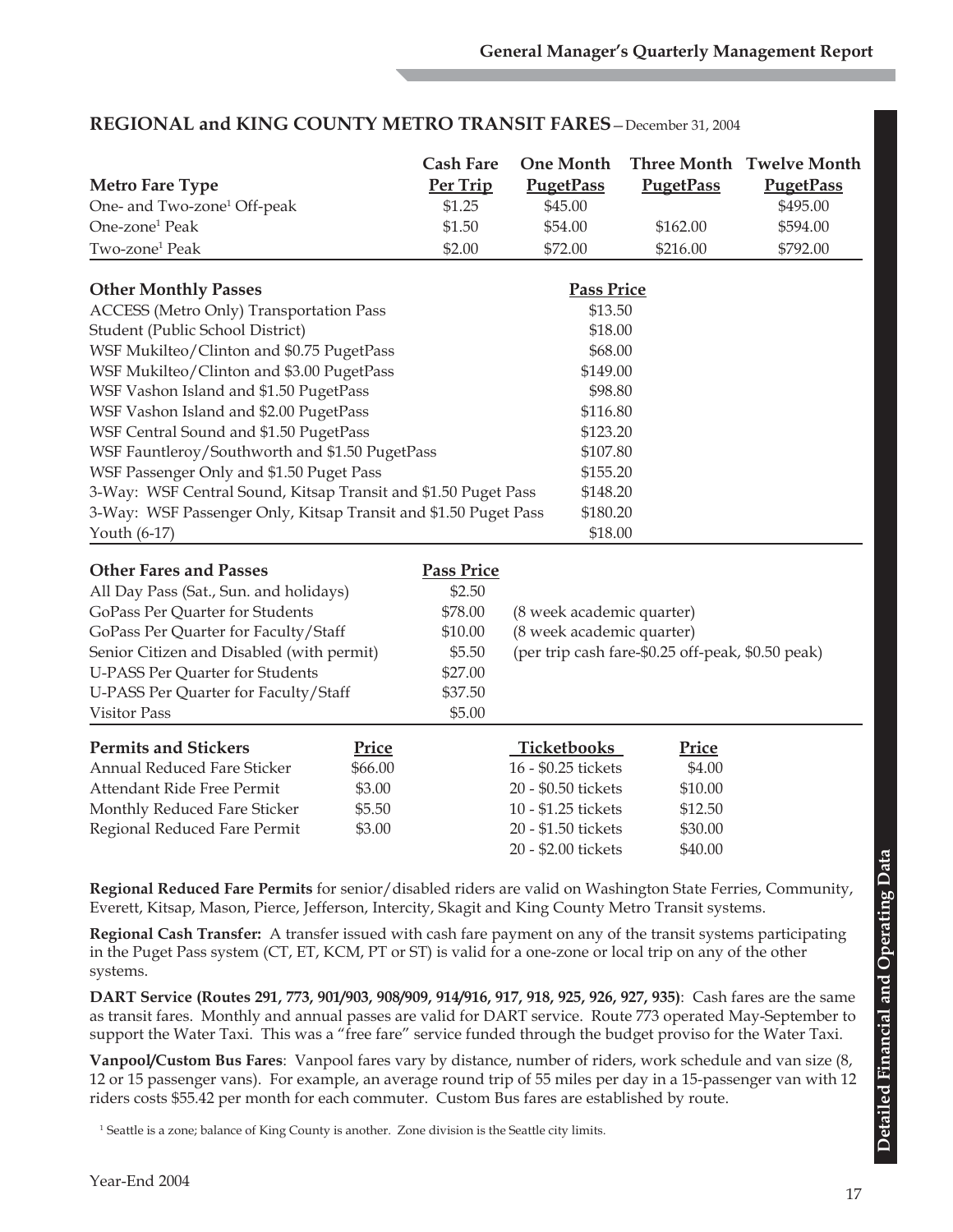## REGIONAL and KING COUNTY METRO TRANSIT FARES—December 31, 2004

| Metro Fare Type | Cash Fare Per Trip | One Month PugetPass | Three Month PugetPass | Twelve Month PugetPass |
|---|---|---|---|---|
| One- and Two-zone[1] Off-peak | $1.25 | $45.00 | | $495.00 |
| One-zone[1] Peak | $1.50 | $54.00 | $162.00 | $594.00 |
| Two-zone[1] Peak | $2.00 | $72.00 | $216.00 | $792.00 |

| Other Monthly Passes | Pass Price |
|---|---|
| ACCESS (Metro Only) Transportation Pass | $13.50 |
| Student (Public School District) | $18.00 |
| WSF Mukilteo/Clinton and $0.75 PugetPass | $68.00 |
| WSF Mukilteo/Clinton and $3.00 PugetPass | $149.00 |
| WSF Vashon Island and $1.50 PugetPass | $98.80 |
| WSF Vashon Island and $2.00 PugetPass | $116.80 |
| WSF Central Sound and $1.50 PugetPass | $123.20 |
| WSF Fauntleroy/Southworth and $1.50 PugetPass | $107.80 |
| WSF Passenger Only and $1.50 Puget Pass | $155.20 |
| 3-Way: WSF Central Sound, Kitsap Transit and $1.50 Puget Pass | $148.20 |
| 3-Way: WSF Passenger Only, Kitsap Transit and $1.50 Puget Pass | $180.20 |
| Youth (6-17) | $18.00 |

| Other Fares and Passes | Pass Price | |
|---|---|---|
| All Day Pass (Sat., Sun. and holidays) | $2.50 | |
| GoPass Per Quarter for Students | $78.00 | (8 week academic quarter) |
| GoPass Per Quarter for Faculty/Staff | $10.00 | (8 week academic quarter) |
| Senior Citizen and Disabled (with permit) | $5.50 | (per trip cash fare-$0.25 off-peak, $0.50 peak) |
| U-PASS Per Quarter for Students | $27.00 | |
| U-PASS Per Quarter for Faculty/Staff | $37.50 | |
| Visitor Pass | $5.00 | |

| Permits and Stickers | Price | Ticketbooks | Price |
|---|---|---|---|
| Annual Reduced Fare Sticker | $66.00 | 16 - $0.25 tickets | $4.00 |
| Attendant Ride Free Permit | $3.00 | 20 - $0.50 tickets | $10.00 |
| Monthly Reduced Fare Sticker | $5.50 | 10 - $1.25 tickets | $12.50 |
| Regional Reduced Fare Permit | $3.00 | 20 - $1.50 tickets | $30.00 |
| | | 20 - $2.00 tickets | $40.00 |

**Regional Reduced Fare Permits** for senior/disabled riders are valid on Washington State Ferries, Community, Everett, Kitsap, Mason, Pierce, Jefferson, Intercity, Skagit and King County Metro Transit systems.

**Regional Cash Transfer:** A transfer issued with cash fare payment on any of the transit systems participating in the Puget Pass system (CT, ET, KCM, PT or ST) is valid for a one-zone or local trip on any of the other systems.

**DART Service (Routes 291, 773, 901/903, 908/909, 914/916, 917, 918, 925, 926, 927, 935)**: Cash fares are the same as transit fares. Monthly and annual passes are valid for DART service. Route 773 operated May-September to support the Water Taxi. This was a "free fare" service funded through the budget proviso for the Water Taxi.

**Vanpool/Custom Bus Fares**: Vanpool fares vary by distance, number of riders, work schedule and van size (8, 12 or 15 passenger vans). For example, an average round trip of 55 miles per day in a 15-passenger van with 12 riders costs $55.42 per month for each commuter. Custom Bus fares are established by route.

[1] Seattle is a zone; balance of King County is another. Zone division is the Seattle city limits.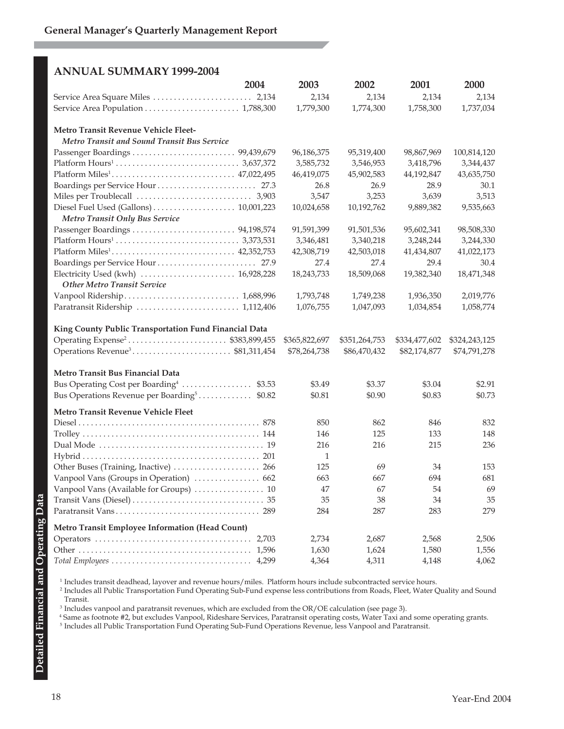## ANNUAL SUMMARY 1999-2004

| | 2004 | 2003 | 2002 | 2001 | 2000 |
|---|---|---|---|---|---|
| Service Area Square Miles | 2,134 | 2,134 | 2,134 | 2,134 | 2,134 |
| Service Area Population | 1,788,300 | 1,779,300 | 1,774,300 | 1,758,300 | 1,737,034 |
| **Metro Transit Revenue Vehicle Fleet-** | | | | | |
| ***Metro Transit and Sound Transit Bus Service*** | | | | | |
| Passenger Boardings | 99,439,679 | 96,186,375 | 95,319,400 | 98,867,969 | 100,814,120 |
| Platform Hours[1] | 3,637,372 | 3,585,732 | 3,546,953 | 3,418,796 | 3,344,437 |
| Platform Miles[1] | 47,022,495 | 46,419,075 | 45,902,583 | 44,192,847 | 43,635,750 |
| Boardings per Service Hour | 27.3 | 26.8 | 26.9 | 28.9 | 30.1 |
| Miles per Troublecall | 3,903 | 3,547 | 3,253 | 3,639 | 3,513 |
| Diesel Fuel Used (Gallons) | 10,001,223 | 10,024,658 | 10,192,762 | 9,889,382 | 9,535,663 |
| ***Metro Transit Only Bus Service*** | | | | | |
| Passenger Boardings | 94,198,574 | 91,591,399 | 91,501,536 | 95,602,341 | 98,508,330 |
| Platform Hours[1] | 3,373,531 | 3,346,481 | 3,340,218 | 3,248,244 | 3,244,330 |
| Platform Miles[1] | 42,352,753 | 42,308,719 | 42,503,018 | 41,434,807 | 41,022,173 |
| Boardings per Service Hour | 27.9 | 27.4 | 27.4 | 29.4 | 30.4 |
| Electricity Used (kwh) | 16,928,228 | 18,243,733 | 18,509,068 | 19,382,340 | 18,471,348 |
| ***Other Metro Transit Service*** | | | | | |
| Vanpool Ridership | 1,688,996 | 1,793,748 | 1,749,238 | 1,936,350 | 2,019,776 |
| Paratransit Ridership | 1,112,406 | 1,076,755 | 1,047,093 | 1,034,854 | 1,058,774 |
| **King County Public Transportation Fund Financial Data** | | | | | |
| Operating Expense[2] | $383,899,455 | $365,822,697 | $351,264,753 | $334,477,602 | $324,243,125 |
| Operations Revenue[3] | $81,311,454 | $78,264,738 | $86,470,432 | $82,174,877 | $74,791,278 |
| **Metro Transit Bus Financial Data** | | | | | |
| Bus Operating Cost per Boarding[4] | $3.53 | $3.49 | $3.37 | $3.04 | $2.91 |
| Bus Operations Revenue per Boarding[5] | $0.82 | $0.81 | $0.90 | $0.83 | $0.73 |
| **Metro Transit Revenue Vehicle Fleet** | | | | | |
| Diesel | 878 | 850 | 862 | 846 | 832 |
| Trolley | 144 | 146 | 125 | 133 | 148 |
| Dual Mode | 19 | 216 | 216 | 215 | 236 |
| Hybrid | 201 | 1 | | | |
| Other Buses (Training, Inactive) | 266 | 125 | 69 | 34 | 153 |
| Vanpool Vans (Groups in Operation) | 662 | 663 | 667 | 694 | 681 |
| Vanpool Vans (Available for Groups) | 10 | 47 | 67 | 54 | 69 |
| Transit Vans (Diesel) | 35 | 35 | 38 | 34 | 35 |
| Paratransit Vans | 289 | 284 | 287 | 283 | 279 |
| **Metro Transit Employee Information (Head Count)** | | | | | |
| Operators | 2,703 | 2,734 | 2,687 | 2,568 | 2,506 |
| Other | 1,596 | 1,630 | 1,624 | 1,580 | 1,556 |
| *Total Employees* | 4,299 | 4,364 | 4,311 | 4,148 | 4,062 |

[1] Includes transit deadhead, layover and revenue hours/miles. Platform hours include subcontracted service hours.
[2] Includes all Public Transportation Fund Operating Sub-Fund expense less contributions from Roads, Fleet, Water Quality and Sound Transit.
[3] Includes vanpool and paratransit revenues, which are excluded from the OR/OE calculation (see page 3).
[4] Same as footnote #2, but excludes Vanpool, Rideshare Services, Paratransit operating costs, Water Taxi and some operating grants.
[5] Includes all Public Transportation Fund Operating Sub-Fund Operations Revenue, less Vanpool and Paratransit.